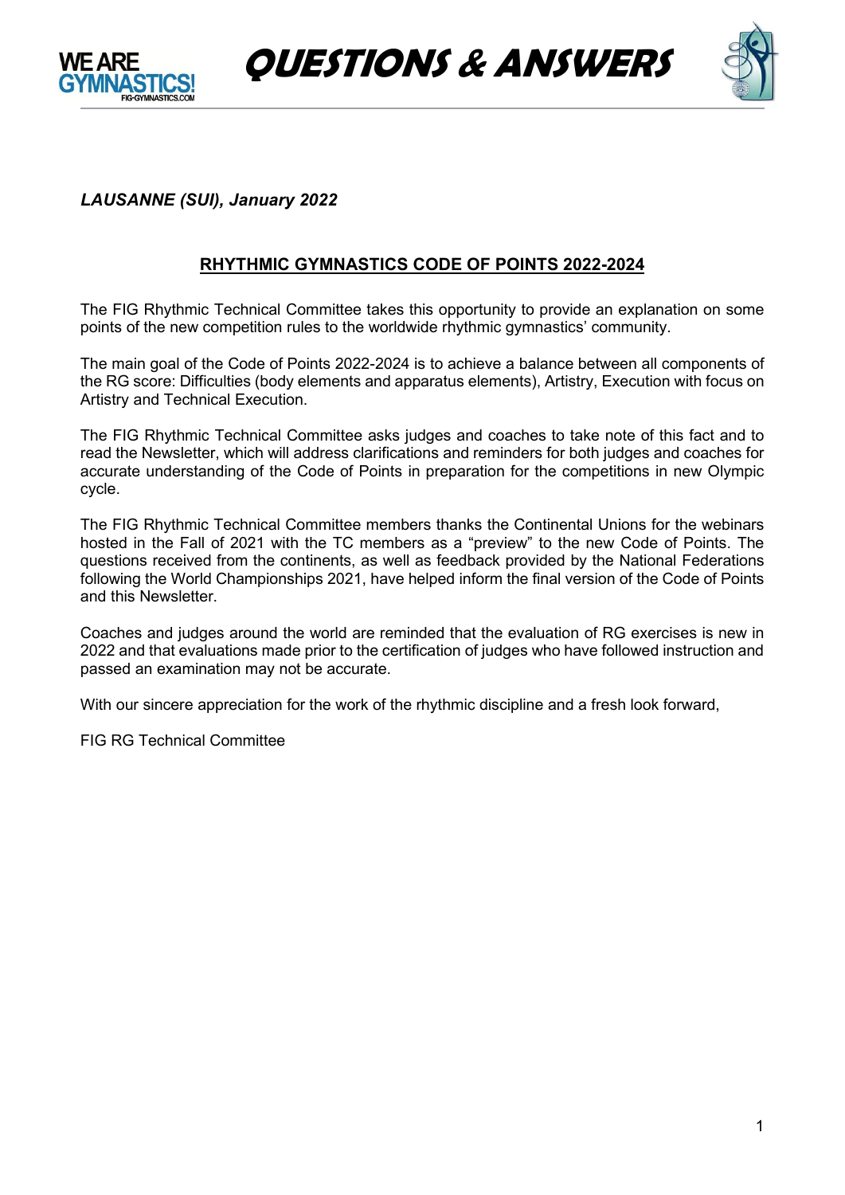# QUESTIONS & ANSWERS

*LAUSANNE (SUI), January 2022*

## RHYTHMIC GYMNASTICS CODE OF POINTS 2022-2024

The FIG Rhythmic Technical Committee takes this opportunity to provide an explanation on some points of the new competition rules to the worldwide rhythmic gymnastics' community.

The main goal of the Code of Points 2022-2024 is to achieve a balance between all components of the RG score: Difficulties (body elements and apparatus elements), Artistry, Execution with focus on Artistry and Technical Execution.

The FIG Rhythmic Technical Committee asks judges and coaches to take note of this fact and to read the Newsletter, which will address clarifications and reminders for both judges and coaches for accurate understanding of the Code of Points in preparation for the competitions in new Olympic cycle.

The FIG Rhythmic Technical Committee members thanks the Continental Unions for the webinars hosted in the Fall of 2021 with the TC members as a "preview" to the new Code of Points. The questions received from the continents, as well as feedback provided by the National Federations following the World Championships 2021, have helped inform the final version of the Code of Points and this Newsletter.

Coaches and judges around the world are reminded that the evaluation of RG exercises is new in 2022 and that evaluations made prior to the certification of judges who have followed instruction and passed an examination may not be accurate.

With our sincere appreciation for the work of the rhythmic discipline and a fresh look forward,

FIG RG Technical Committee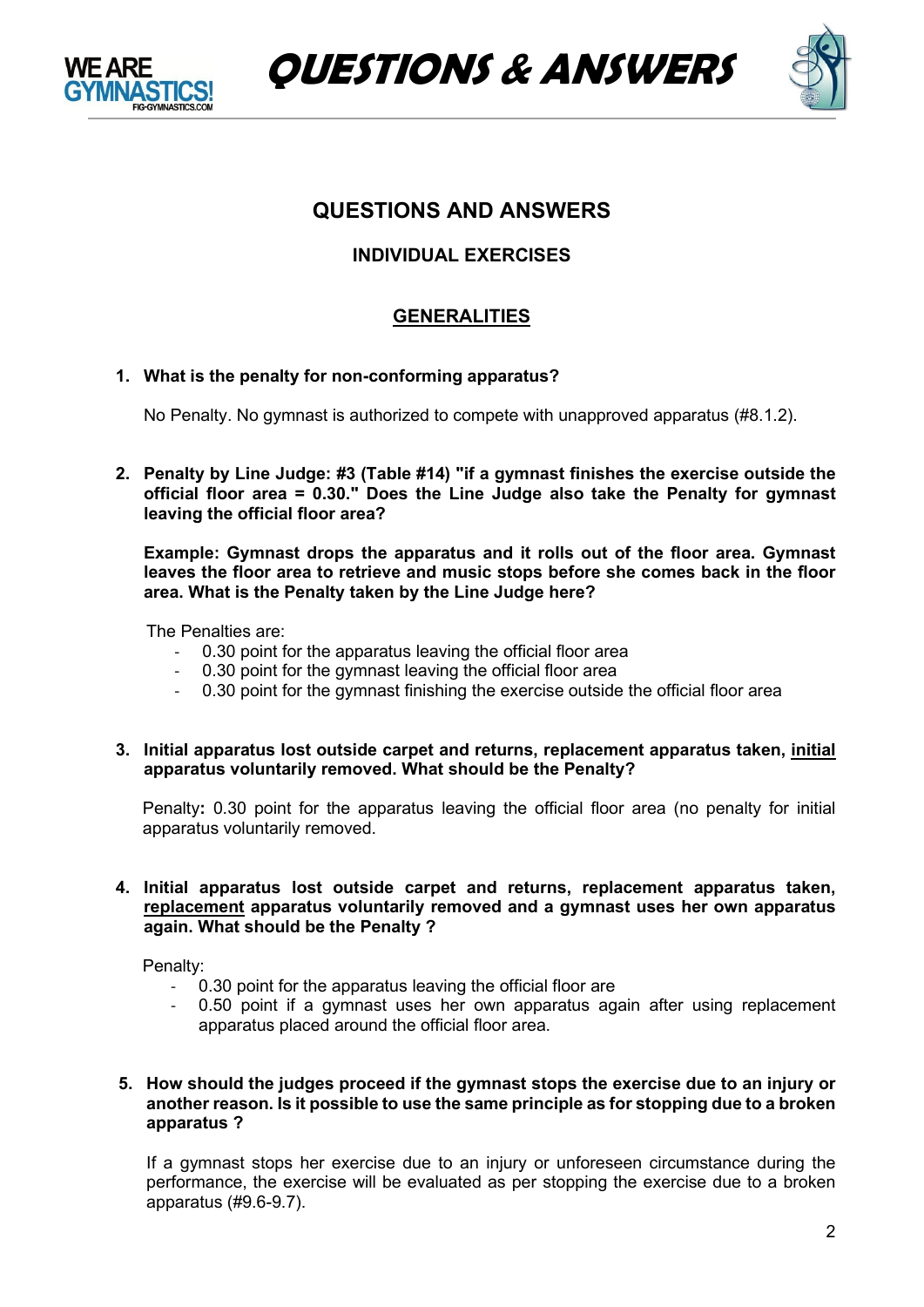## QUESTIONS AND ANSWERS

### INDIVIDUAL EXERCISES

### GENERALITIES

1. **What is the penalty for non-conforming apparatus?**

   No Penalty. No gymnast is authorized to compete with unapproved apparatus (#8.1.2).

2. **Penalty by Line Judge: #3 (Table #14) "if a gymnast finishes the exercise outside the official floor area = 0.30." Does the Line Judge also take the Penalty for gymnast leaving the official floor area?**

   **Example: Gymnast drops the apparatus and it rolls out of the floor area. Gymnast leaves the floor area to retrieve and music stops before she comes back in the floor area. What is the Penalty taken by the Line Judge here?**

   The Penalties are:
   - 0.30 point for the apparatus leaving the official floor area
   - 0.30 point for the gymnast leaving the official floor area
   - 0.30 point for the gymnast finishing the exercise outside the official floor area

3. **Initial apparatus lost outside carpet and returns, replacement apparatus taken, <u>initial</u> apparatus voluntarily removed. What should be the Penalty?**

   Penalty**:** 0.30 point for the apparatus leaving the official floor area (no penalty for initial apparatus voluntarily removed.

4. **Initial apparatus lost outside carpet and returns, replacement apparatus taken, <u>replacement</u> apparatus voluntarily removed and a gymnast uses her own apparatus again. What should be the Penalty ?**

   Penalty:
   - 0.30 point for the apparatus leaving the official floor are
   - 0.50 point if a gymnast uses her own apparatus again after using replacement apparatus placed around the official floor area.

5. **How should the judges proceed if the gymnast stops the exercise due to an injury or another reason. Is it possible to use the same principle as for stopping due to a broken apparatus ?**

   If a gymnast stops her exercise due to an injury or unforeseen circumstance during the performance, the exercise will be evaluated as per stopping the exercise due to a broken apparatus (#9.6-9.7).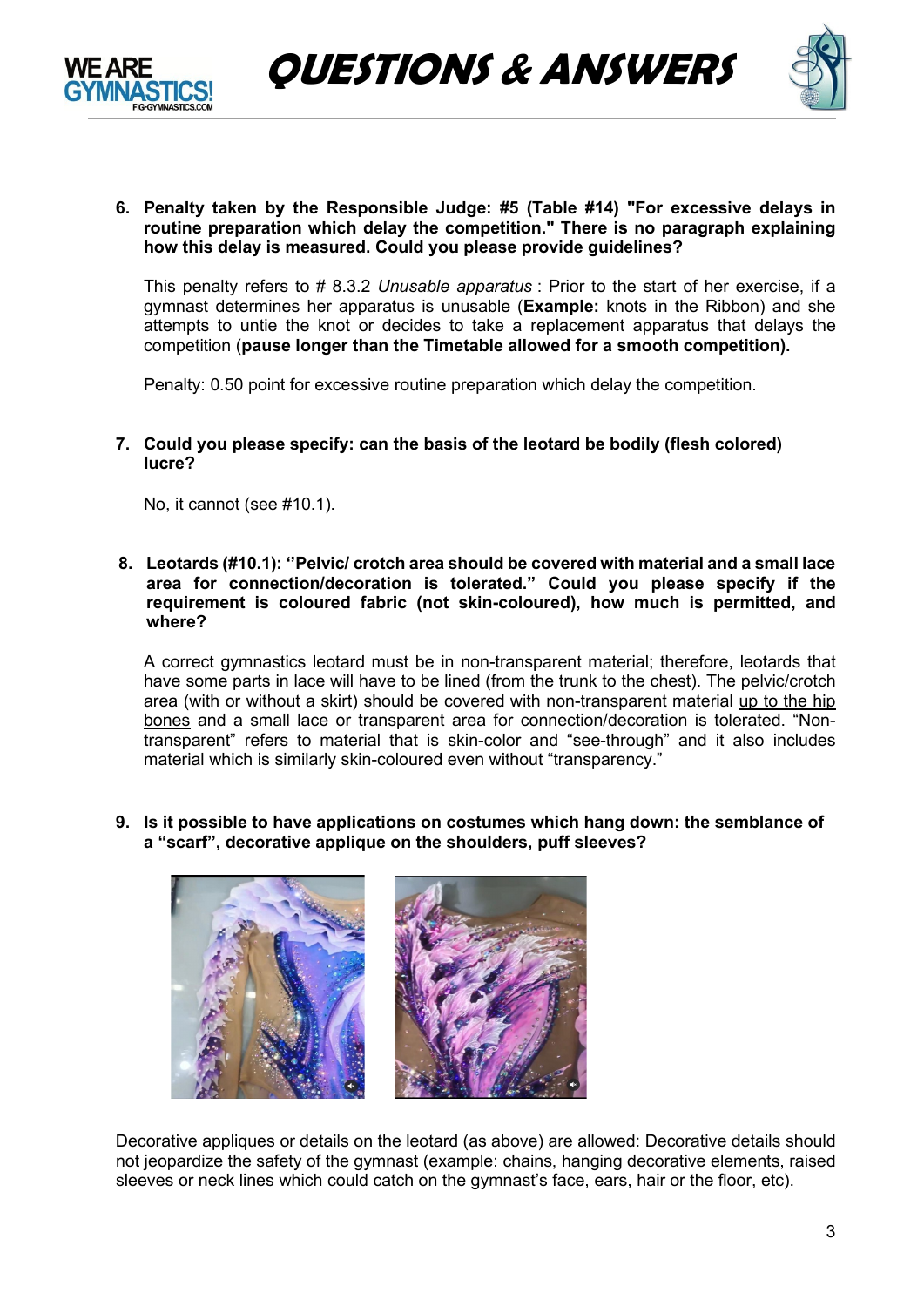6. **Penalty taken by the Responsible Judge: #5 (Table #14) "For excessive delays in routine preparation which delay the competition." There is no paragraph explaining how this delay is measured. Could you please provide guidelines?**

   This penalty refers to # 8.3.2 *Unusable apparatus* : Prior to the start of her exercise, if a gymnast determines her apparatus is unusable (**Example:** knots in the Ribbon) and she attempts to untie the knot or decides to take a replacement apparatus that delays the competition (**pause longer than the Timetable allowed for a smooth competition).**

   Penalty: 0.50 point for excessive routine preparation which delay the competition.

7. **Could you please specify: can the basis of the leotard be bodily (flesh colored) lucre?**

   No, it cannot (see #10.1).

8. **Leotards (#10.1): ''Pelvic/ crotch area should be covered with material and a small lace area for connection/decoration is tolerated." Could you please specify if the requirement is coloured fabric (not skin-coloured), how much is permitted, and where?**

   A correct gymnastics leotard must be in non-transparent material; therefore, leotards that have some parts in lace will have to be lined (from the trunk to the chest). The pelvic/crotch area (with or without a skirt) should be covered with non-transparent material up to the hip bones and a small lace or transparent area for connection/decoration is tolerated. "Non-transparent" refers to material that is skin-color and "see-through" and it also includes material which is similarly skin-coloured even without "transparency."

9. **Is it possible to have applications on costumes which hang down: the semblance of a "scarf", decorative applique on the shoulders, puff sleeves?**

Decorative appliques or details on the leotard (as above) are allowed: Decorative details should not jeopardize the safety of the gymnast (example: chains, hanging decorative elements, raised sleeves or neck lines which could catch on the gymnast's face, ears, hair or the floor, etc).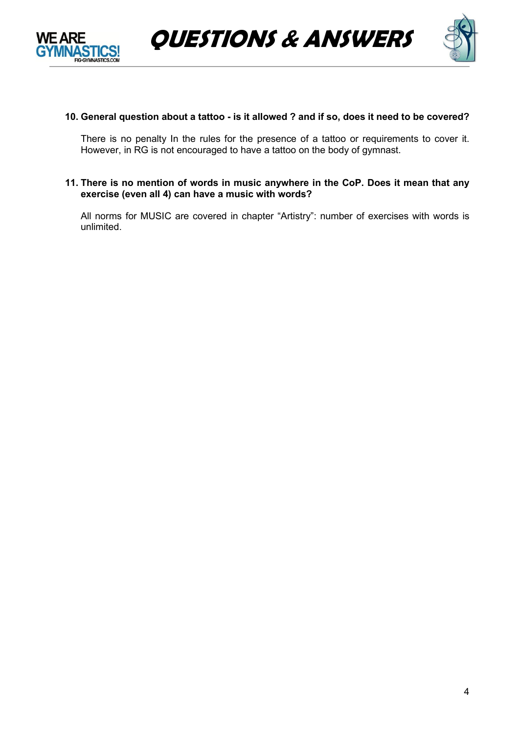**10. General question about a tattoo - is it allowed ? and if so, does it need to be covered?**

There is no penalty In the rules for the presence of a tattoo or requirements to cover it. However, in RG is not encouraged to have a tattoo on the body of gymnast.

**11. There is no mention of words in music anywhere in the CoP. Does it mean that any exercise (even all 4) can have a music with words?**

All norms for MUSIC are covered in chapter “Artistry”: number of exercises with words is unlimited.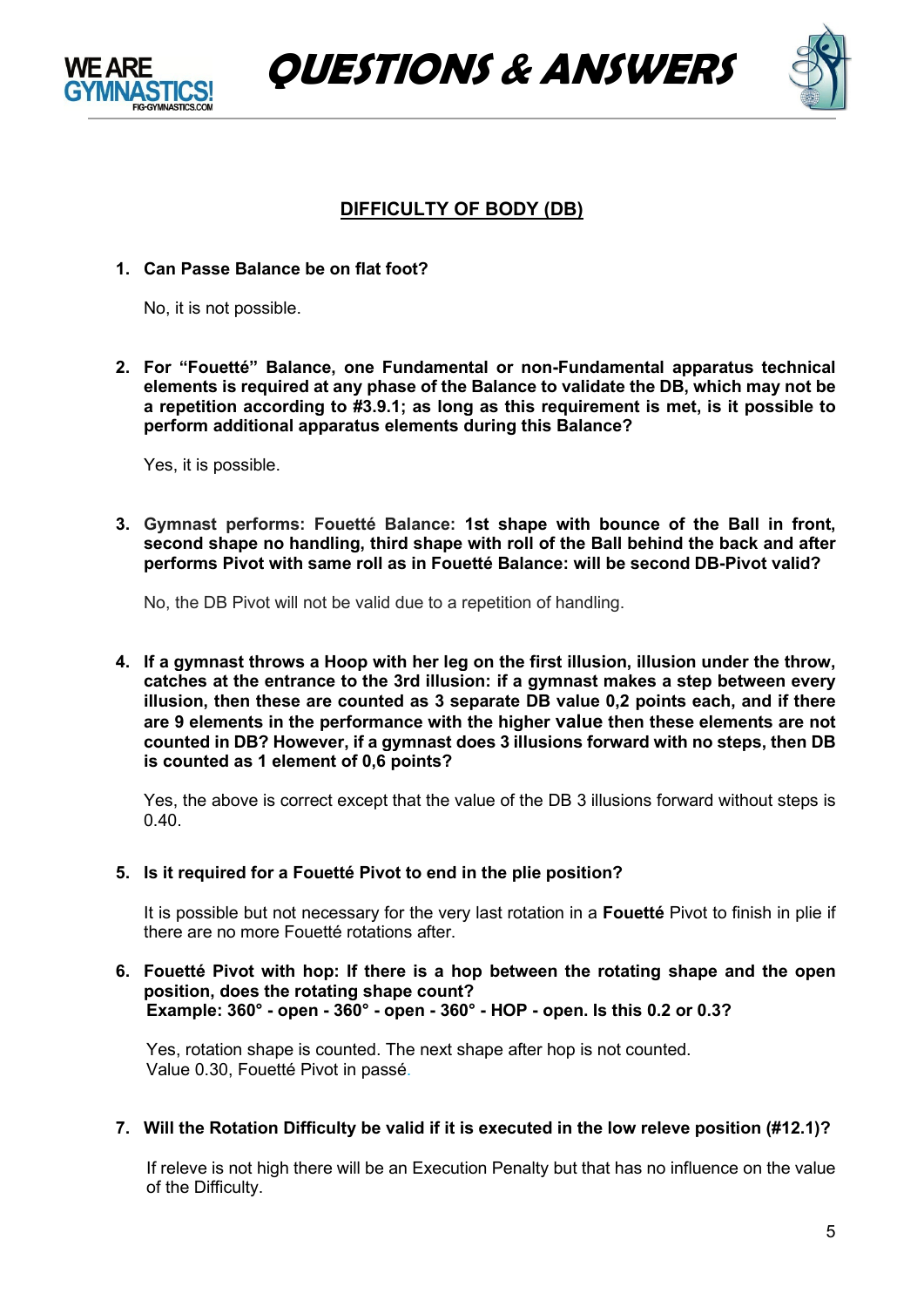## DIFFICULTY OF BODY (DB)

1. **Can Passe Balance be on flat foot?**

   No, it is not possible.

2. **For "Fouetté" Balance, one Fundamental or non-Fundamental apparatus technical elements is required at any phase of the Balance to validate the DB, which may not be a repetition according to #3.9.1; as long as this requirement is met, is it possible to perform additional apparatus elements during this Balance?**

   Yes, it is possible.

3. **Gymnast performs: Fouetté Balance: 1st shape with bounce of the Ball in front, second shape no handling, third shape with roll of the Ball behind the back and after performs Pivot with same roll as in Fouetté Balance: will be second DB-Pivot valid?**

   No, the DB Pivot will not be valid due to a repetition of handling.

4. **If a gymnast throws a Hoop with her leg on the first illusion, illusion under the throw, catches at the entrance to the 3rd illusion: if a gymnast makes a step between every illusion, then these are counted as 3 separate DB value 0,2 points each, and if there are 9 elements in the performance with the higher value then these elements are not counted in DB? However, if a gymnast does 3 illusions forward with no steps, then DB is counted as 1 element of 0,6 points?**

   Yes, the above is correct except that the value of the DB 3 illusions forward without steps is 0.40.

5. **Is it required for a Fouetté Pivot to end in the plie position?**

   It is possible but not necessary for the very last rotation in a **Fouetté** Pivot to finish in plie if there are no more Fouetté rotations after.

6. **Fouetté Pivot with hop: If there is a hop between the rotating shape and the open position, does the rotating shape count?**
   **Example: 360° - open - 360° - open - 360° - HOP - open. Is this 0.2 or 0.3?**

   Yes, rotation shape is counted. The next shape after hop is not counted.
   Value 0.30, Fouetté Pivot in passé.

7. **Will the Rotation Difficulty be valid if it is executed in the low releve position (#12.1)?**

   If releve is not high there will be an Execution Penalty but that has no influence on the value of the Difficulty.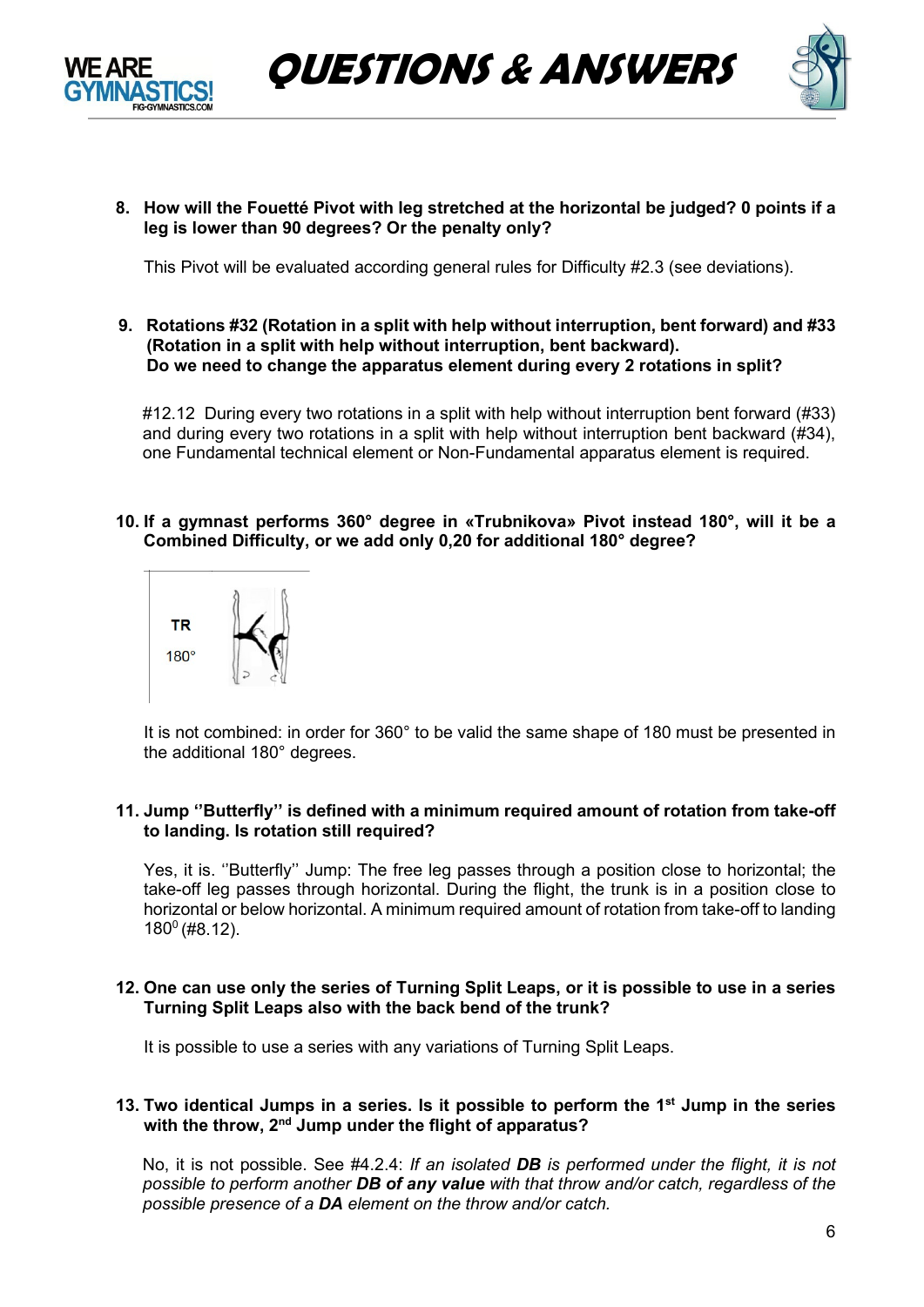8. **How will the Fouetté Pivot with leg stretched at the horizontal be judged? 0 points if a leg is lower than 90 degrees? Or the penalty only?**

   This Pivot will be evaluated according general rules for Difficulty #2.3 (see deviations).

9. **Rotations #32 (Rotation in a split with help without interruption, bent forward) and #33 (Rotation in a split with help without interruption, bent backward). Do we need to change the apparatus element during every 2 rotations in split?**

   #12.12 During every two rotations in a split with help without interruption bent forward (#33) and during every two rotations in a split with help without interruption bent backward (#34), one Fundamental technical element or Non-Fundamental apparatus element is required.

10. **If a gymnast performs 360° degree in «Trubnikova» Pivot instead 180°, will it be a Combined Difficulty, or we add only 0,20 for additional 180° degree?**

    | TR 180° |
    | --- |

    It is not combined: in order for 360° to be valid the same shape of 180 must be presented in the additional 180° degrees.

11. **Jump ''Butterfly'' is defined with a minimum required amount of rotation from take-off to landing. Is rotation still required?**

    Yes, it is. ''Butterfly'' Jump: The free leg passes through a position close to horizontal; the take-off leg passes through horizontal. During the flight, the trunk is in a position close to horizontal or below horizontal. A minimum required amount of rotation from take-off to landing $180^0$ (#8.12).

12. **One can use only the series of Turning Split Leaps, or it is possible to use in a series Turning Split Leaps also with the back bend of the trunk?**

    It is possible to use a series with any variations of Turning Split Leaps.

13. **Two identical Jumps in a series. Is it possible to perform the 1st Jump in the series with the throw, 2nd Jump under the flight of apparatus?**

    No, it is not possible. See #4.2.4: *If an isolated **DB** is performed under the flight, it is not possible to perform another **DB of any value** with that throw and/or catch, regardless of the possible presence of a **DA** element on the throw and/or catch.*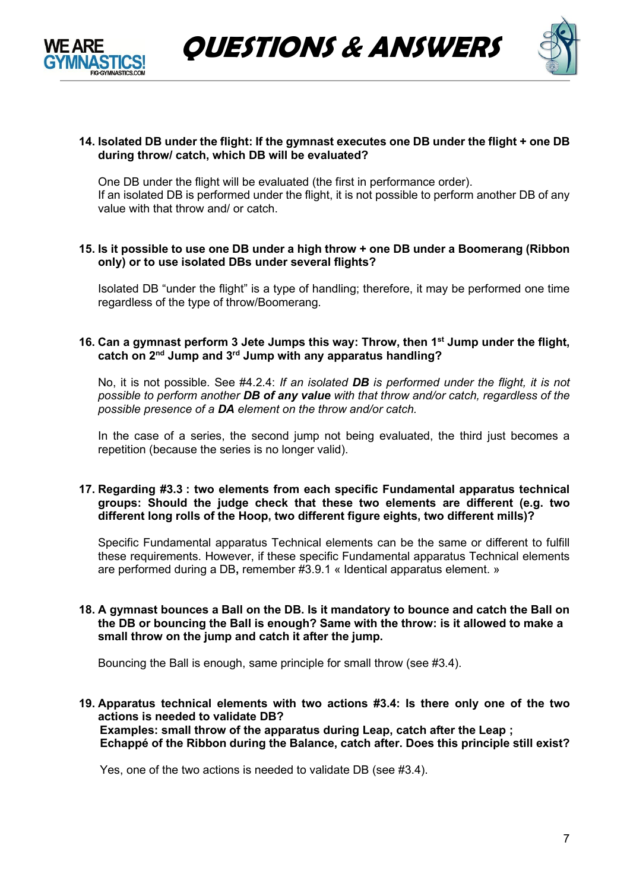**14. Isolated DB under the flight: If the gymnast executes one DB under the flight + one DB during throw/ catch, which DB will be evaluated?**

One DB under the flight will be evaluated (the first in performance order).
If an isolated DB is performed under the flight, it is not possible to perform another DB of any value with that throw and/ or catch.

**15. Is it possible to use one DB under a high throw + one DB under a Boomerang (Ribbon only) or to use isolated DBs under several flights?**

Isolated DB "under the flight" is a type of handling; therefore, it may be performed one time regardless of the type of throw/Boomerang.

**16. Can a gymnast perform 3 Jete Jumps this way: Throw, then 1st Jump under the flight, catch on 2nd Jump and 3rd Jump with any apparatus handling?**

No, it is not possible. See #4.2.4: *If an isolated **DB** is performed under the flight, it is not possible to perform another **DB of any value** with that throw and/or catch, regardless of the possible presence of a **DA** element on the throw and/or catch.*

In the case of a series, the second jump not being evaluated, the third just becomes a repetition (because the series is no longer valid).

**17. Regarding #3.3 : two elements from each specific Fundamental apparatus technical groups: Should the judge check that these two elements are different (e.g. two different long rolls of the Hoop, two different figure eights, two different mills)?**

Specific Fundamental apparatus Technical elements can be the same or different to fulfill these requirements. However, if these specific Fundamental apparatus Technical elements are performed during a DB**,** remember #3.9.1 « Identical apparatus element. »

**18. A gymnast bounces a Ball on the DB. Is it mandatory to bounce and catch the Ball on the DB or bouncing the Ball is enough? Same with the throw: is it allowed to make a small throw on the jump and catch it after the jump.**

Bouncing the Ball is enough, same principle for small throw (see #3.4).

**19. Apparatus technical elements with two actions #3.4: Is there only one of the two actions is needed to validate DB?**
**Examples: small throw of the apparatus during Leap, catch after the Leap ;**
**Echappé of the Ribbon during the Balance, catch after. Does this principle still exist?**

Yes, one of the two actions is needed to validate DB (see #3.4).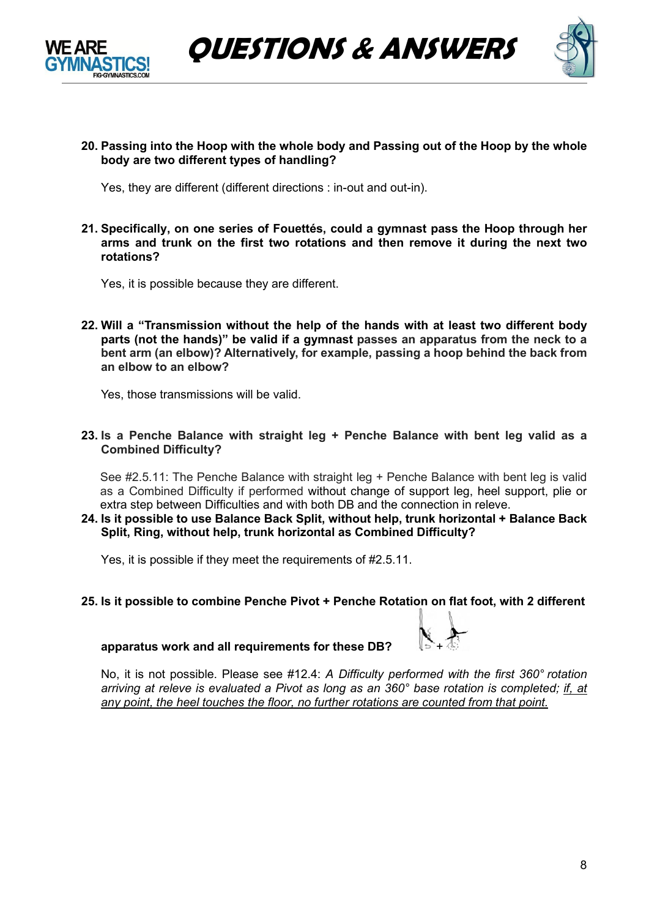**20. Passing into the Hoop with the whole body and Passing out of the Hoop by the whole body are two different types of handling?**

Yes, they are different (different directions : in-out and out-in).

**21. Specifically, on one series of Fouettés, could a gymnast pass the Hoop through her arms and trunk on the first two rotations and then remove it during the next two rotations?**

Yes, it is possible because they are different.

**22. Will a "Transmission without the help of the hands with at least two different body parts (not the hands)" be valid if a gymnast passes an apparatus from the neck to a bent arm (an elbow)? Alternatively, for example, passing a hoop behind the back from an elbow to an elbow?**

Yes, those transmissions will be valid.

**23. Is a Penche Balance with straight leg + Penche Balance with bent leg valid as a Combined Difficulty?**

See #2.5.11: The Penche Balance with straight leg + Penche Balance with bent leg is valid as a Combined Difficulty if performed without change of support leg, heel support, plie or extra step between Difficulties and with both DB and the connection in releve.

**24. Is it possible to use Balance Back Split, without help, trunk horizontal + Balance Back Split, Ring, without help, trunk horizontal as Combined Difficulty?**

Yes, it is possible if they meet the requirements of #2.5.11.

**25. Is it possible to combine Penche Pivot + Penche Rotation on flat foot, with 2 different apparatus work and all requirements for these DB?**

No, it is not possible. Please see #12.4: *A Difficulty performed with the first 360° rotation arriving at releve is evaluated a Pivot as long as an 360° base rotation is completed; if, at any point, the heel touches the floor, no further rotations are counted from that point.*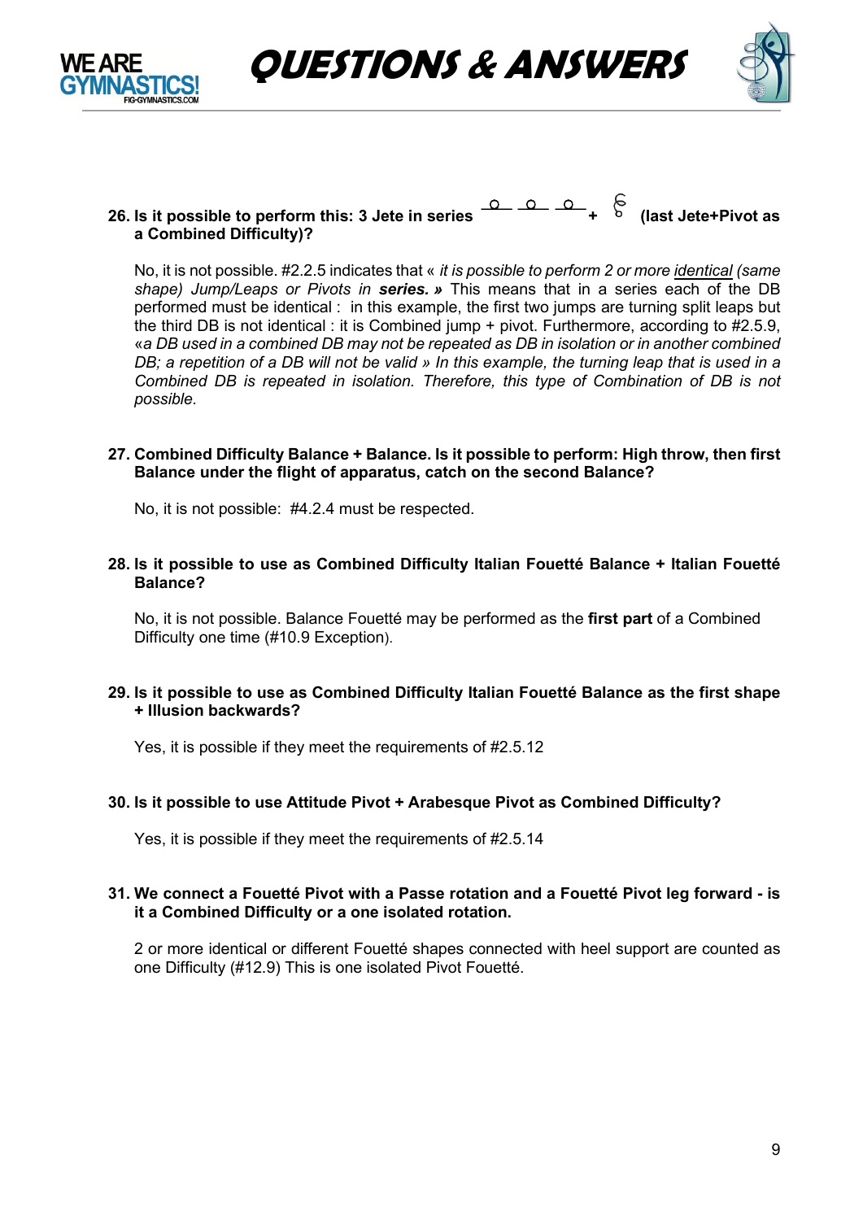**26. Is it possible to perform this: 3 Jete in series + (last Jete+Pivot as a Combined Difficulty)?**

No, it is not possible. #2.2.5 indicates that « *it is possible to perform 2 or more identical (same shape) Jump/Leaps or Pivots in* ***series. »*** This means that in a series each of the DB performed must be identical : in this example, the first two jumps are turning split leaps but the third DB is not identical : it is Combined jump + pivot. Furthermore, according to #2.5.9, «*a DB used in a combined DB may not be repeated as DB in isolation or in another combined DB; a repetition of a DB will not be valid » In this example, the turning leap that is used in a Combined DB is repeated in isolation. Therefore, this type of Combination of DB is not possible.*

**27. Combined Difficulty Balance + Balance. Is it possible to perform: High throw, then first Balance under the flight of apparatus, catch on the second Balance?**

No, it is not possible: #4.2.4 must be respected.

**28. Is it possible to use as Combined Difficulty Italian Fouetté Balance + Italian Fouetté Balance?**

No, it is not possible. Balance Fouetté may be performed as the **first part** of a Combined Difficulty one time (#10.9 Exception).

**29. Is it possible to use as Combined Difficulty Italian Fouetté Balance as the first shape + Illusion backwards?**

Yes, it is possible if they meet the requirements of #2.5.12

**30. Is it possible to use Attitude Pivot + Arabesque Pivot as Combined Difficulty?**

Yes, it is possible if they meet the requirements of #2.5.14

**31. We connect a Fouetté Pivot with a Passe rotation and a Fouetté Pivot leg forward - is it a Combined Difficulty or a one isolated rotation.**

2 or more identical or different Fouetté shapes connected with heel support are counted as one Difficulty (#12.9) This is one isolated Pivot Fouetté.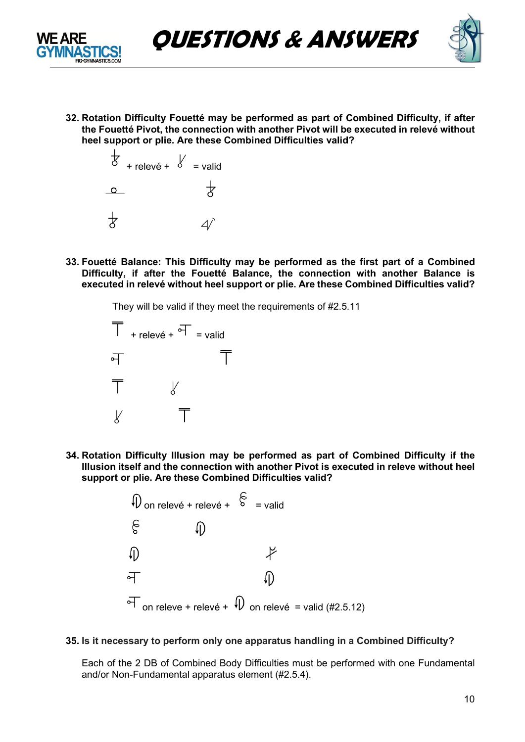**32. Rotation Difficulty Fouetté may be performed as part of Combined Difficulty, if after the Fouetté Pivot, the connection with another Pivot will be executed in relevé without heel support or plie. Are these Combined Difficulties valid?**

+ relevé + = valid

**33. Fouetté Balance: This Difficulty may be performed as the first part of a Combined Difficulty, if after the Fouetté Balance, the connection with another Balance is executed in relevé without heel support or plie. Are these Combined Difficulties valid?**

They will be valid if they meet the requirements of #2.5.11

+ relevé + = valid

**34. Rotation Difficulty Illusion may be performed as part of Combined Difficulty if the Illusion itself and the connection with another Pivot is executed in releve without heel support or plie. Are these Combined Difficulties valid?**

on relevé + relevé + = valid

on releve + relevé + on relevé = valid (#2.5.12)

**35. Is it necessary to perform only one apparatus handling in a Combined Difficulty?**

Each of the 2 DB of Combined Body Difficulties must be performed with one Fundamental and/or Non-Fundamental apparatus element (#2.5.4).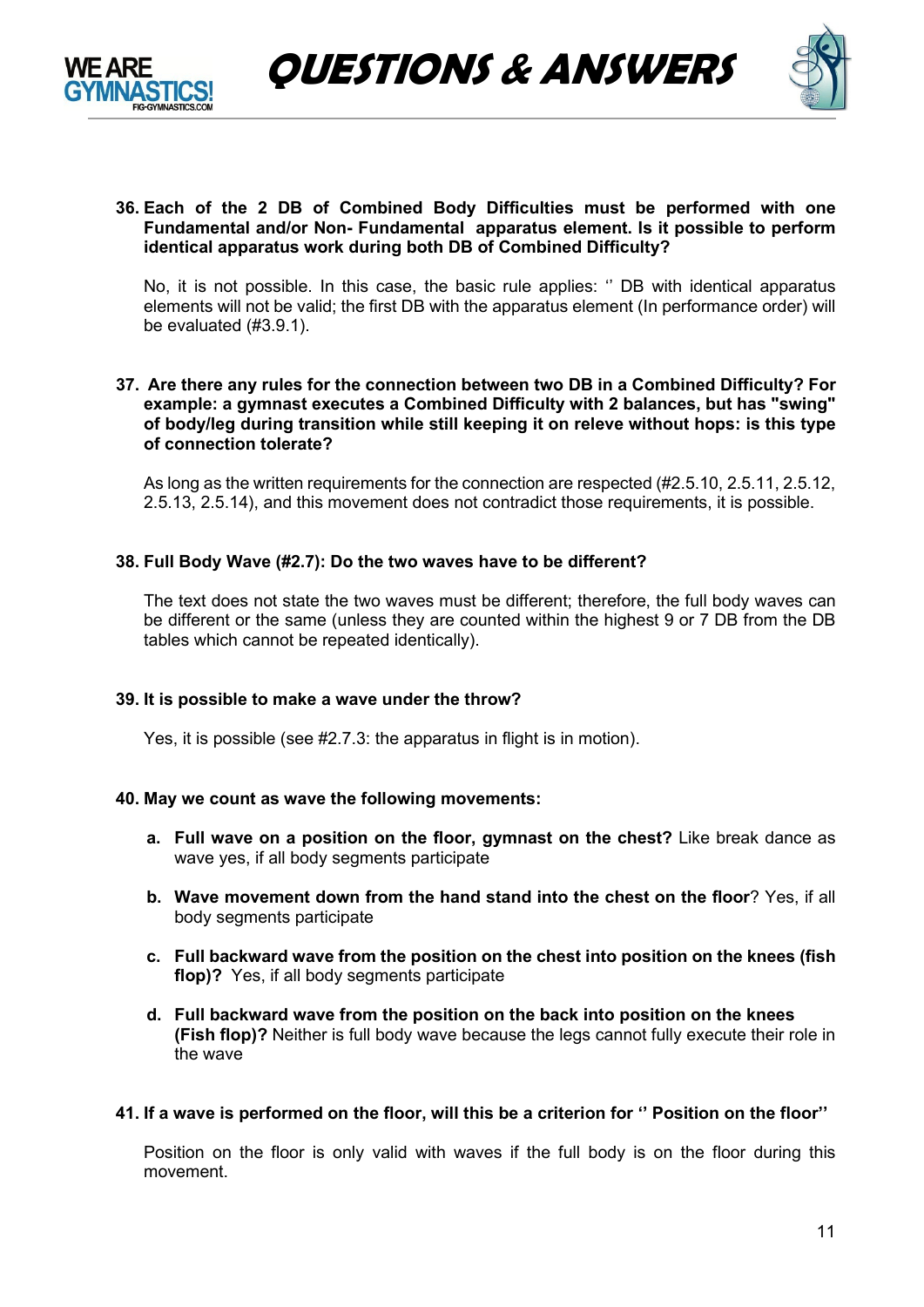**36. Each of the 2 DB of Combined Body Difficulties must be performed with one Fundamental and/or Non- Fundamental apparatus element. Is it possible to perform identical apparatus work during both DB of Combined Difficulty?**

No, it is not possible. In this case, the basic rule applies: ‘’ DB with identical apparatus elements will not be valid; the first DB with the apparatus element (In performance order) will be evaluated (#3.9.1).

**37. Are there any rules for the connection between two DB in a Combined Difficulty? For example: a gymnast executes a Combined Difficulty with 2 balances, but has "swing" of body/leg during transition while still keeping it on releve without hops: is this type of connection tolerate?**

As long as the written requirements for the connection are respected (#2.5.10, 2.5.11, 2.5.12, 2.5.13, 2.5.14), and this movement does not contradict those requirements, it is possible.

**38. Full Body Wave (#2.7): Do the two waves have to be different?**

The text does not state the two waves must be different; therefore, the full body waves can be different or the same (unless they are counted within the highest 9 or 7 DB from the DB tables which cannot be repeated identically).

**39. It is possible to make a wave under the throw?**

Yes, it is possible (see #2.7.3: the apparatus in flight is in motion).

**40. May we count as wave the following movements:**

a. **Full wave on a position on the floor, gymnast on the chest?** Like break dance as wave yes, if all body segments participate

b. **Wave movement down from the hand stand into the chest on the floor**? Yes, if all body segments participate

c. **Full backward wave from the position on the chest into position on the knees (fish flop)?** Yes, if all body segments participate

d. **Full backward wave from the position on the back into position on the knees (Fish flop)?** Neither is full body wave because the legs cannot fully execute their role in the wave

**41. If a wave is performed on the floor, will this be a criterion for ‘’ Position on the floor’’**

Position on the floor is only valid with waves if the full body is on the floor during this movement.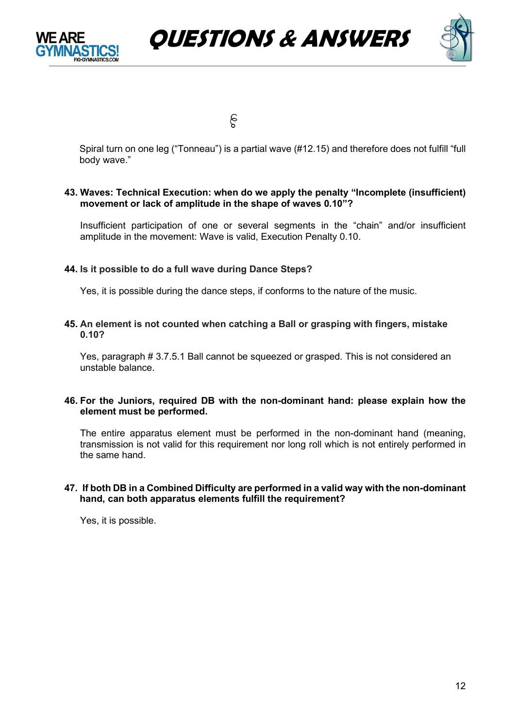Spiral turn on one leg ("Tonneau") is a partial wave (#12.15) and therefore does not fulfill "full body wave."

**43. Waves: Technical Execution: when do we apply the penalty "Incomplete (insufficient) movement or lack of amplitude in the shape of waves 0.10"?**

Insufficient participation of one or several segments in the "chain" and/or insufficient amplitude in the movement: Wave is valid, Execution Penalty 0.10.

**44. Is it possible to do a full wave during Dance Steps?**

Yes, it is possible during the dance steps, if conforms to the nature of the music.

**45. An element is not counted when catching a Ball or grasping with fingers, mistake 0.10?**

Yes, paragraph # 3.7.5.1 Ball cannot be squeezed or grasped. This is not considered an unstable balance.

**46. For the Juniors, required DB with the non-dominant hand: please explain how the element must be performed.**

The entire apparatus element must be performed in the non-dominant hand (meaning, transmission is not valid for this requirement nor long roll which is not entirely performed in the same hand.

**47. If both DB in a Combined Difficulty are performed in a valid way with the non-dominant hand, can both apparatus elements fulfill the requirement?**

Yes, it is possible.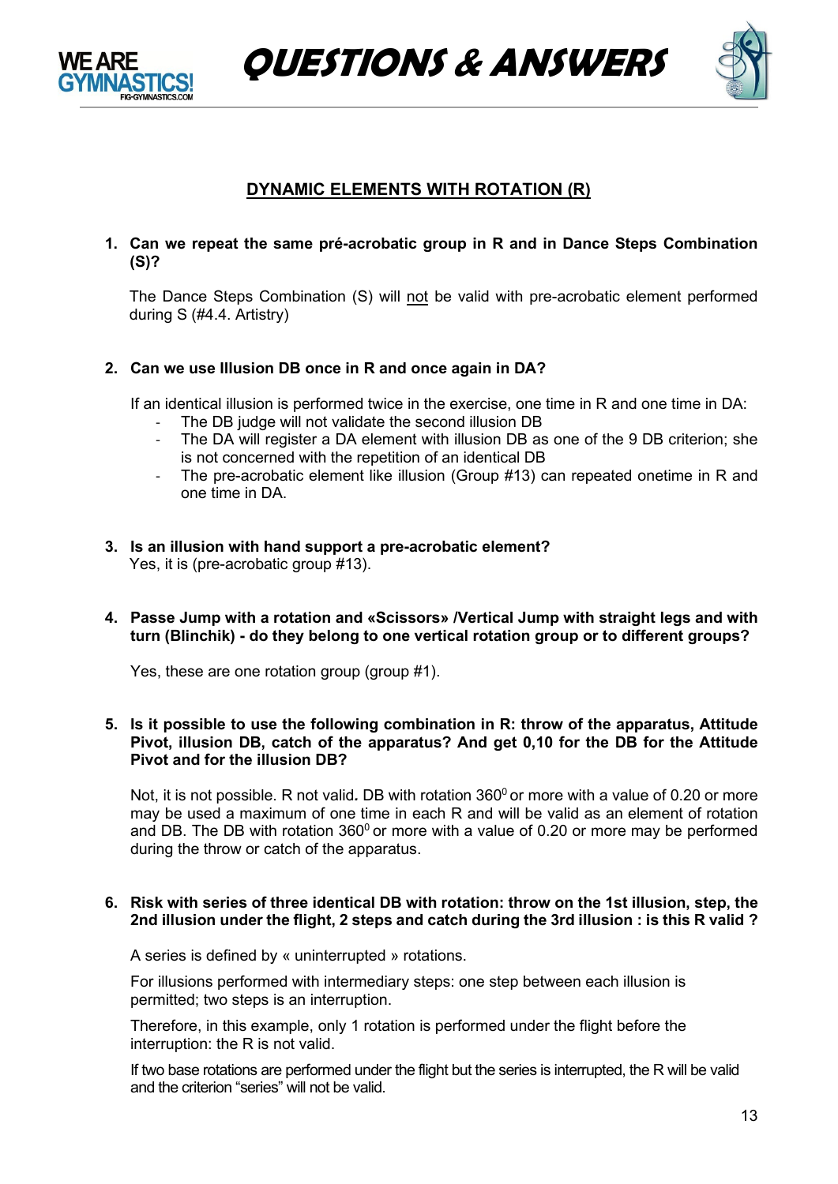## DYNAMIC ELEMENTS WITH ROTATION (R)

1. **Can we repeat the same pré-acrobatic group in R and in Dance Steps Combination (S)?**

   The Dance Steps Combination (S) will not be valid with pre-acrobatic element performed during S (#4.4. Artistry)

2. **Can we use Illusion DB once in R and once again in DA?**

   If an identical illusion is performed twice in the exercise, one time in R and one time in DA:
   - The DB judge will not validate the second illusion DB
   - The DA will register a DA element with illusion DB as one of the 9 DB criterion; she is not concerned with the repetition of an identical DB
   - The pre-acrobatic element like illusion (Group #13) can repeated onetime in R and one time in DA.

3. **Is an illusion with hand support a pre-acrobatic element?**
   Yes, it is (pre-acrobatic group #13).

4. **Passe Jump with a rotation and «Scissors» /Vertical Jump with straight legs and with turn (Blinchik) - do they belong to one vertical rotation group or to different groups?**

   Yes, these are one rotation group (group #1).

5. **Is it possible to use the following combination in R: throw of the apparatus, Attitude Pivot, illusion DB, catch of the apparatus? And get 0,10 for the DB for the Attitude Pivot and for the illusion DB?**

   Not, it is not possible. R not valid*.* DB with rotation $360^0$ or more with a value of 0.20 or more may be used a maximum of one time in each R and will be valid as an element of rotation and DB. The DB with rotation $360^0$ or more with a value of 0.20 or more may be performed during the throw or catch of the apparatus.

6. **Risk with series of three identical DB with rotation: throw on the 1st illusion, step, the 2nd illusion under the flight, 2 steps and catch during the 3rd illusion : is this R valid ?**

   A series is defined by « uninterrupted » rotations.

   For illusions performed with intermediary steps: one step between each illusion is permitted; two steps is an interruption.

   Therefore, in this example, only 1 rotation is performed under the flight before the interruption: the R is not valid.

   If two base rotations are performed under the flight but the series is interrupted, the R will be valid and the criterion "series" will not be valid.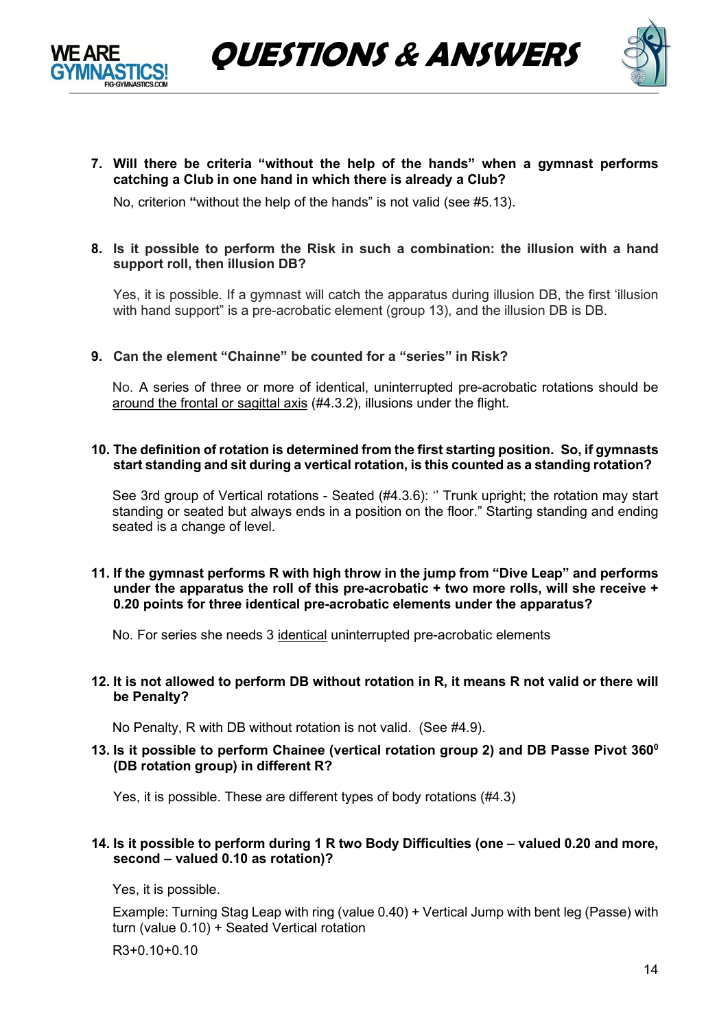7. **Will there be criteria "without the help of the hands" when a gymnast performs catching a Club in one hand in which there is already a Club?**

   No, criterion "without the help of the hands" is not valid (see #5.13).

8. **Is it possible to perform the Risk in such a combination: the illusion with a hand support roll, then illusion DB?**

   Yes, it is possible. If a gymnast will catch the apparatus during illusion DB, the first 'illusion with hand support" is a pre-acrobatic element (group 13), and the illusion DB is DB.

9. **Can the element "Chainne" be counted for a "series" in Risk?**

   No. A series of three or more of identical, uninterrupted pre-acrobatic rotations should be <u>around the frontal or sagittal axis</u> (#4.3.2), illusions under the flight.

10. **The definition of rotation is determined from the first starting position. So, if gymnasts start standing and sit during a vertical rotation, is this counted as a standing rotation?**

    See 3rd group of Vertical rotations - Seated (#4.3.6): '' Trunk upright; the rotation may start standing or seated but always ends in a position on the floor." Starting standing and ending seated is a change of level.

11. **If the gymnast performs R with high throw in the jump from "Dive Leap" and performs under the apparatus the roll of this pre-acrobatic + two more rolls, will she receive + 0.20 points for three identical pre-acrobatic elements under the apparatus?**

    No. For series she needs 3 <u>identical</u> uninterrupted pre-acrobatic elements

12. **It is not allowed to perform DB without rotation in R, it means R not valid or there will be Penalty?**

    No Penalty, R with DB without rotation is not valid. (See #4.9).

13. **Is it possible to perform Chainee (vertical rotation group 2) and DB Passe Pivot 360$^0$ (DB rotation group) in different R?**

    Yes, it is possible. These are different types of body rotations (#4.3)

14. **Is it possible to perform during 1 R two Body Difficulties (one – valued 0.20 and more, second – valued 0.10 as rotation)?**

    Yes, it is possible.

    Example: Turning Stag Leap with ring (value 0.40) + Vertical Jump with bent leg (Passe) with turn (value 0.10) + Seated Vertical rotation

    R3+0.10+0.10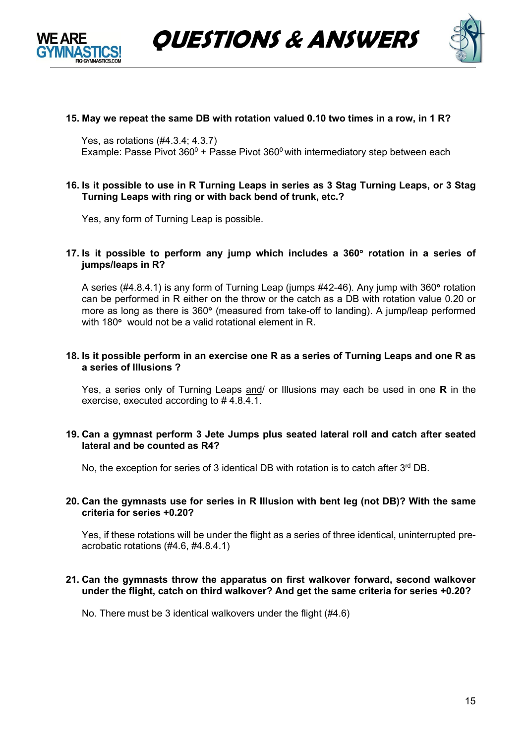**15. May we repeat the same DB with rotation valued 0.10 two times in a row, in 1 R?**

Yes, as rotations (#4.3.4; 4.3.7)
Example: Passe Pivot $360^0$ + Passe Pivot $360^0$ with intermediatory step between each

**16. Is it possible to use in R Turning Leaps in series as 3 Stag Turning Leaps, or 3 Stag Turning Leaps with ring or with back bend of trunk, etc.?**

Yes, any form of Turning Leap is possible.

**17. Is it possible to perform any jump which includes a 360° rotation in a series of jumps/leaps in R?**

A series (#4.8.4.1) is any form of Turning Leap (jumps #42-46). Any jump with 360**°** rotation can be performed in R either on the throw or the catch as a DB with rotation value 0.20 or more as long as there is 360**°** (measured from take-off to landing). A jump/leap performed with 180**°** would not be a valid rotational element in R.

**18. Is it possible perform in an exercise one R as a series of Turning Leaps and one R as a series of Illusions ?**

Yes, a series only of Turning Leaps and/ or Illusions may each be used in one **R** in the exercise, executed according to # 4.8.4.1.

**19. Can a gymnast perform 3 Jete Jumps plus seated lateral roll and catch after seated lateral and be counted as R4?**

No, the exception for series of 3 identical DB with rotation is to catch after 3rd DB.

**20. Can the gymnasts use for series in R Illusion with bent leg (not DB)? With the same criteria for series +0.20?**

Yes, if these rotations will be under the flight as a series of three identical, uninterrupted pre-acrobatic rotations (#4.6, #4.8.4.1)

**21. Can the gymnasts throw the apparatus on first walkover forward, second walkover under the flight, catch on third walkover? And get the same criteria for series +0.20?**

No. There must be 3 identical walkovers under the flight (#4.6)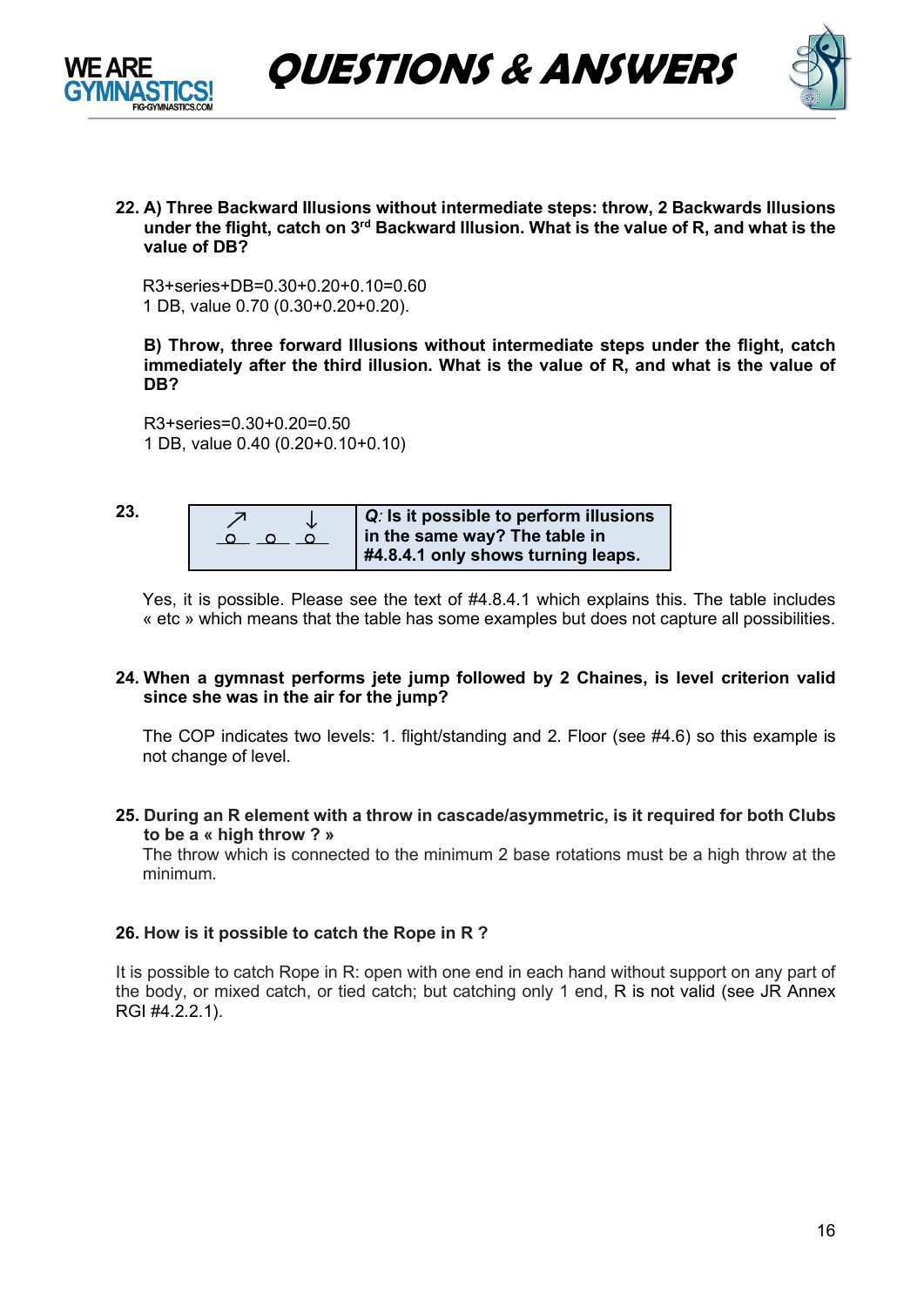**22. A) Three Backward Illusions without intermediate steps: throw, 2 Backwards Illusions under the flight, catch on 3rd Backward Illusion. What is the value of R, and what is the value of DB?**

R3+series+DB=0.30+0.20+0.10=0.60
1 DB, value 0.70 (0.30+0.20+0.20).

**B) Throw, three forward Illusions without intermediate steps under the flight, catch immediately after the third illusion. What is the value of R, and what is the value of DB?**

R3+series=0.30+0.20=0.50
1 DB, value 0.40 (0.20+0.10+0.10)

**23.**

| ↗ ↓ <br> o o o | ***Q**: Is it possible to perform illusions in the same way? The table in #4.8.4.1 only shows turning leaps.* |
|---|---|

Yes, it is possible. Please see the text of #4.8.4.1 which explains this. The table includes « etc » which means that the table has some examples but does not capture all possibilities.

**24. When a gymnast performs jete jump followed by 2 Chaines, is level criterion valid since she was in the air for the jump?**

The COP indicates two levels: 1. flight/standing and 2. Floor (see #4.6) so this example is not change of level.

**25. During an R element with a throw in cascade/asymmetric, is it required for both Clubs to be a « high throw ? »**
The throw which is connected to the minimum 2 base rotations must be a high throw at the minimum.

**26. How is it possible to catch the Rope in R ?**

It is possible to catch Rope in R: open with one end in each hand without support on any part of the body, or mixed catch, or tied catch; but catching only 1 end, R is not valid (see JR Annex RGI #4.2.2.1).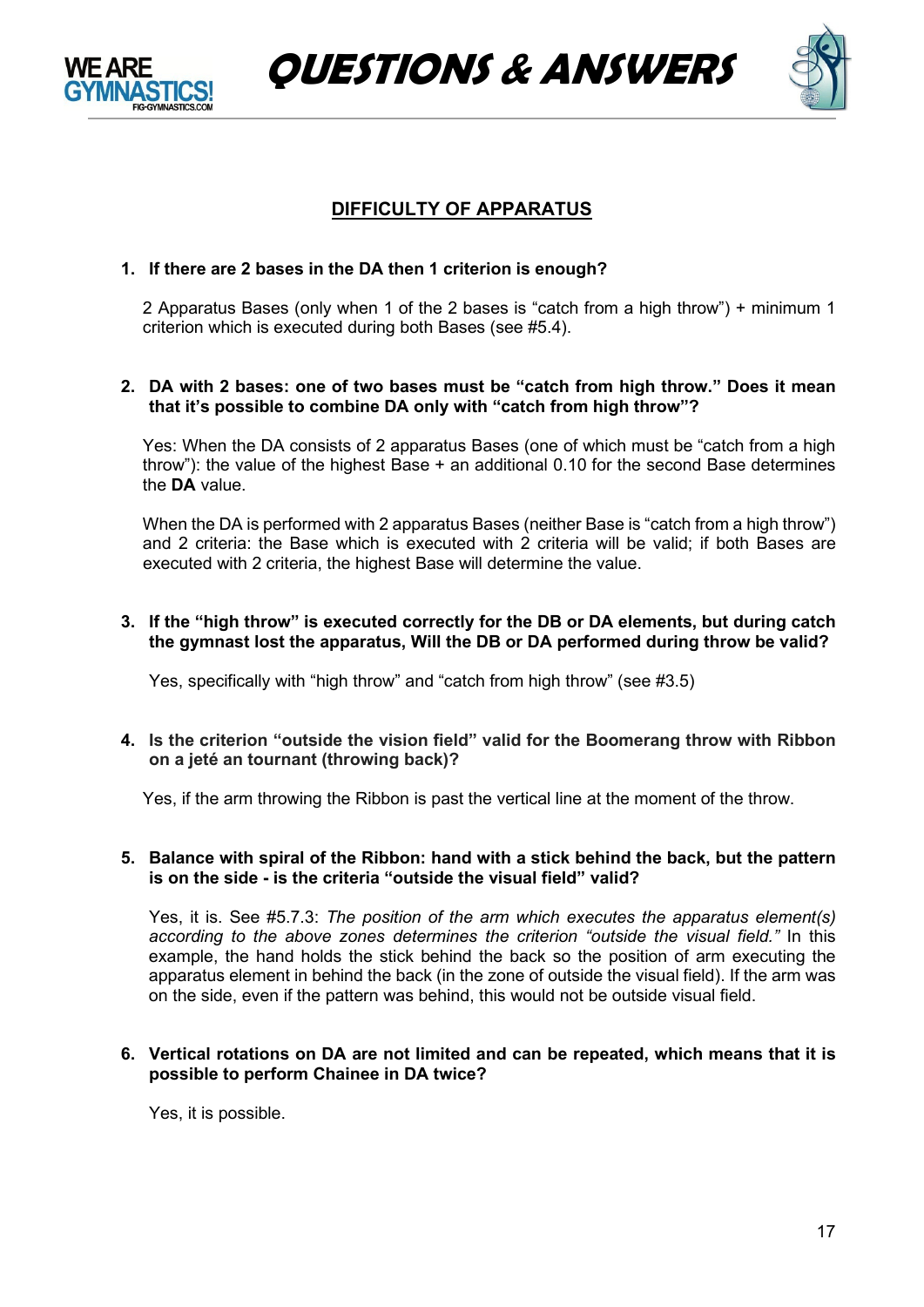## DIFFICULTY OF APPARATUS

1. **If there are 2 bases in the DA then 1 criterion is enough?**

   2 Apparatus Bases (only when 1 of the 2 bases is "catch from a high throw") + minimum 1 criterion which is executed during both Bases (see #5.4).

2. **DA with 2 bases: one of two bases must be "catch from high throw." Does it mean that it's possible to combine DA only with "catch from high throw"?**

   Yes: When the DA consists of 2 apparatus Bases (one of which must be "catch from a high throw"): the value of the highest Base + an additional 0.10 for the second Base determines the **DA** value.

   When the DA is performed with 2 apparatus Bases (neither Base is "catch from a high throw") and 2 criteria: the Base which is executed with 2 criteria will be valid; if both Bases are executed with 2 criteria, the highest Base will determine the value.

3. **If the "high throw" is executed correctly for the DB or DA elements, but during catch the gymnast lost the apparatus, Will the DB or DA performed during throw be valid?**

   Yes, specifically with "high throw" and "catch from high throw" (see #3.5)

4. **Is the criterion "outside the vision field" valid for the Boomerang throw with Ribbon on a jeté an tournant (throwing back)?**

   Yes, if the arm throwing the Ribbon is past the vertical line at the moment of the throw.

5. **Balance with spiral of the Ribbon: hand with a stick behind the back, but the pattern is on the side - is the criteria "outside the visual field" valid?**

   Yes, it is. See #5.7.3: *The position of the arm which executes the apparatus element(s) according to the above zones determines the criterion "outside the visual field."* In this example, the hand holds the stick behind the back so the position of arm executing the apparatus element in behind the back (in the zone of outside the visual field). If the arm was on the side, even if the pattern was behind, this would not be outside visual field.

6. **Vertical rotations on DA are not limited and can be repeated, which means that it is possible to perform Chainee in DA twice?**

   Yes, it is possible.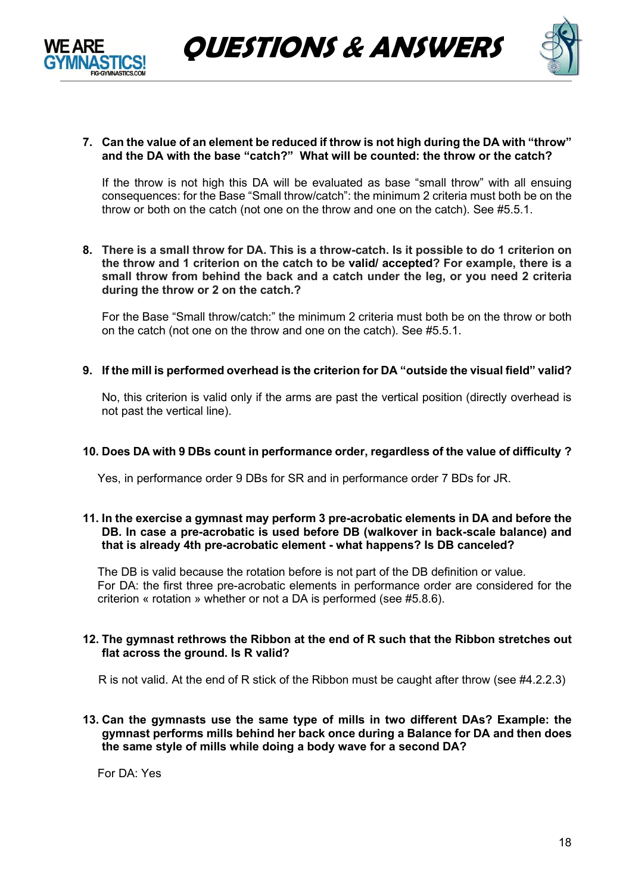**7. Can the value of an element be reduced if throw is not high during the DA with "throw" and the DA with the base "catch?" What will be counted: the throw or the catch?**

If the throw is not high this DA will be evaluated as base "small throw" with all ensuing consequences: for the Base "Small throw/catch": the minimum 2 criteria must both be on the throw or both on the catch (not one on the throw and one on the catch). See #5.5.1.

**8. There is a small throw for DA. This is a throw-catch. Is it possible to do 1 criterion on the throw and 1 criterion on the catch to be valid/ accepted? For example, there is a small throw from behind the back and a catch under the leg, or you need 2 criteria during the throw or 2 on the catch.?**

For the Base "Small throw/catch:" the minimum 2 criteria must both be on the throw or both on the catch (not one on the throw and one on the catch). See #5.5.1.

**9. If the mill is performed overhead is the criterion for DA "outside the visual field" valid?**

No, this criterion is valid only if the arms are past the vertical position (directly overhead is not past the vertical line).

**10. Does DA with 9 DBs count in performance order, regardless of the value of difficulty ?**

Yes, in performance order 9 DBs for SR and in performance order 7 BDs for JR.

**11. In the exercise a gymnast may perform 3 pre-acrobatic elements in DA and before the DB. In case a pre-acrobatic is used before DB (walkover in back-scale balance) and that is already 4th pre-acrobatic element - what happens? Is DB canceled?**

The DB is valid because the rotation before is not part of the DB definition or value.
For DA: the first three pre-acrobatic elements in performance order are considered for the criterion « rotation » whether or not a DA is performed (see #5.8.6).

**12. The gymnast rethrows the Ribbon at the end of R such that the Ribbon stretches out flat across the ground. Is R valid?**

R is not valid. At the end of R stick of the Ribbon must be caught after throw (see #4.2.2.3)

**13. Can the gymnasts use the same type of mills in two different DAs? Example: the gymnast performs mills behind her back once during a Balance for DA and then does the same style of mills while doing a body wave for a second DA?**

For DA: Yes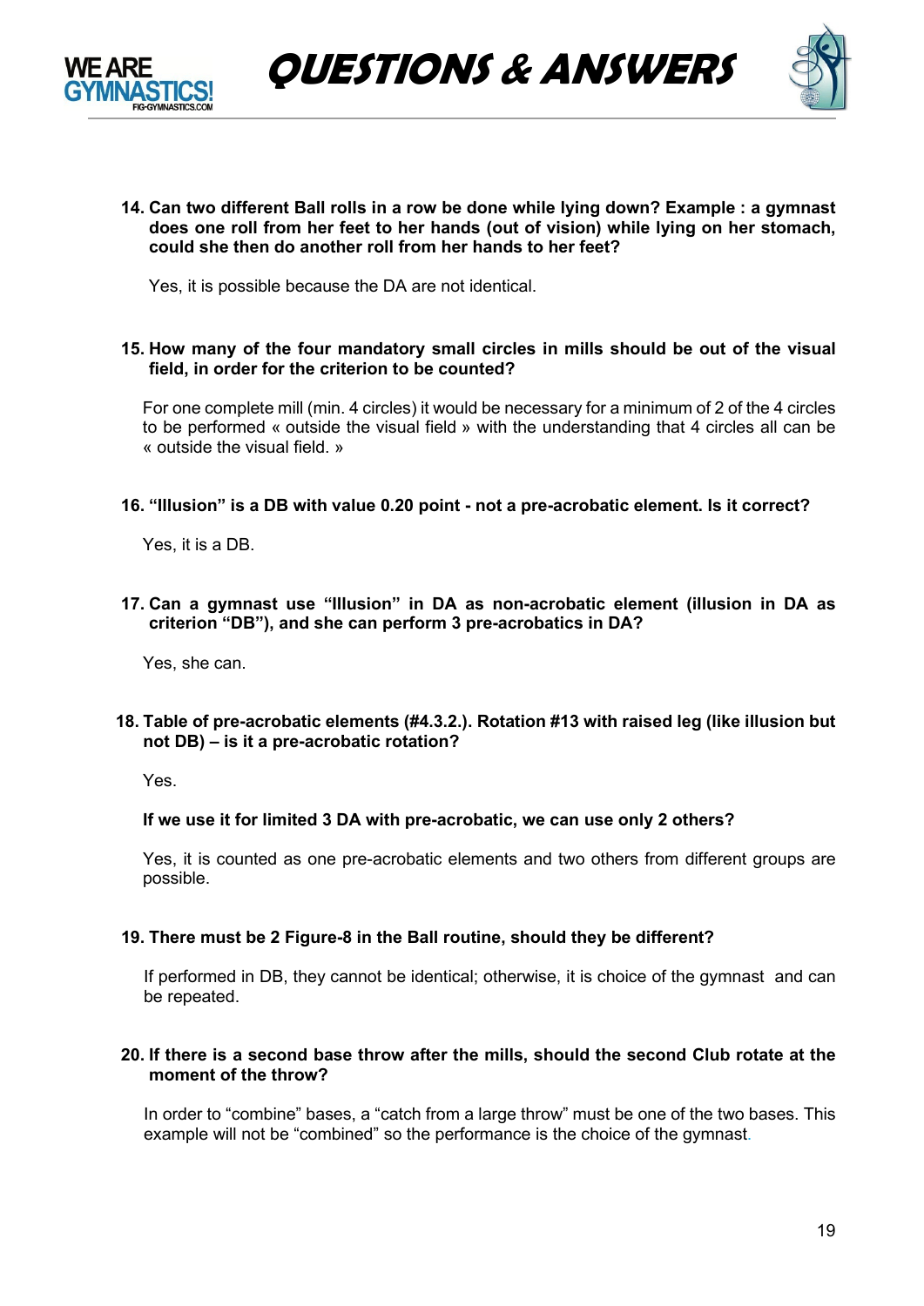**14. Can two different Ball rolls in a row be done while lying down? Example : a gymnast does one roll from her feet to her hands (out of vision) while lying on her stomach, could she then do another roll from her hands to her feet?**

Yes, it is possible because the DA are not identical.

**15. How many of the four mandatory small circles in mills should be out of the visual field, in order for the criterion to be counted?**

For one complete mill (min. 4 circles) it would be necessary for a minimum of 2 of the 4 circles to be performed « outside the visual field » with the understanding that 4 circles all can be « outside the visual field. »

**16. "Illusion" is a DB with value 0.20 point - not a pre-acrobatic element. Is it correct?**

Yes, it is a DB.

**17. Can a gymnast use "Illusion" in DA as non-acrobatic element (illusion in DA as criterion "DB"), and she can perform 3 pre-acrobatics in DA?**

Yes, she can.

**18. Table of pre-acrobatic elements (#4.3.2.). Rotation #13 with raised leg (like illusion but not DB) – is it a pre-acrobatic rotation?**

Yes.

**If we use it for limited 3 DA with pre-acrobatic, we can use only 2 others?**

Yes, it is counted as one pre-acrobatic elements and two others from different groups are possible.

**19. There must be 2 Figure-8 in the Ball routine, should they be different?**

If performed in DB, they cannot be identical; otherwise, it is choice of the gymnast and can be repeated.

**20. If there is a second base throw after the mills, should the second Club rotate at the moment of the throw?**

In order to "combine" bases, a "catch from a large throw" must be one of the two bases. This example will not be "combined" so the performance is the choice of the gymnast.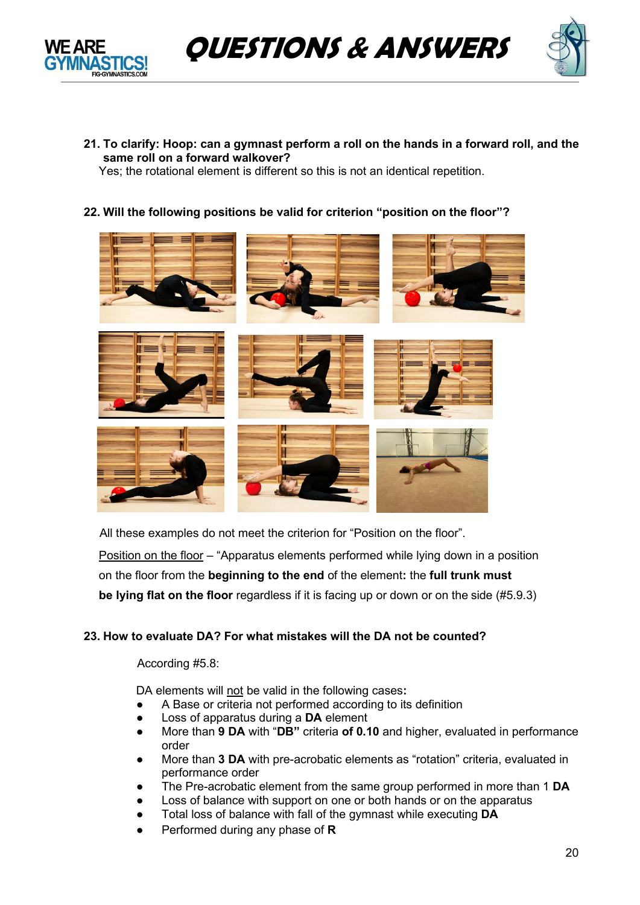**21. To clarify: Hoop: can a gymnast perform a roll on the hands in a forward roll, and the same roll on a forward walkover?**

Yes; the rotational element is different so this is not an identical repetition.

**22. Will the following positions be valid for criterion "position on the floor"?**

All these examples do not meet the criterion for "Position on the floor".

Position on the floor – "Apparatus elements performed while lying down in a position on the floor from the **beginning to the end** of the element**:** the **full trunk must be lying flat on the floor** regardless if it is facing up or down or on the side (#5.9.3)

**23. How to evaluate DA? For what mistakes will the DA not be counted?**

According #5.8:

DA elements will not be valid in the following cases**:**

- A Base or criteria not performed according to its definition
- Loss of apparatus during a **DA** element
- More than **9 DA** with "**DB"** criteria **of 0.10** and higher, evaluated in performance order
- More than **3 DA** with pre-acrobatic elements as "rotation" criteria, evaluated in performance order
- The Pre-acrobatic element from the same group performed in more than 1 **DA**
- Loss of balance with support on one or both hands or on the apparatus
- Total loss of balance with fall of the gymnast while executing **DA**
- Performed during any phase of **R**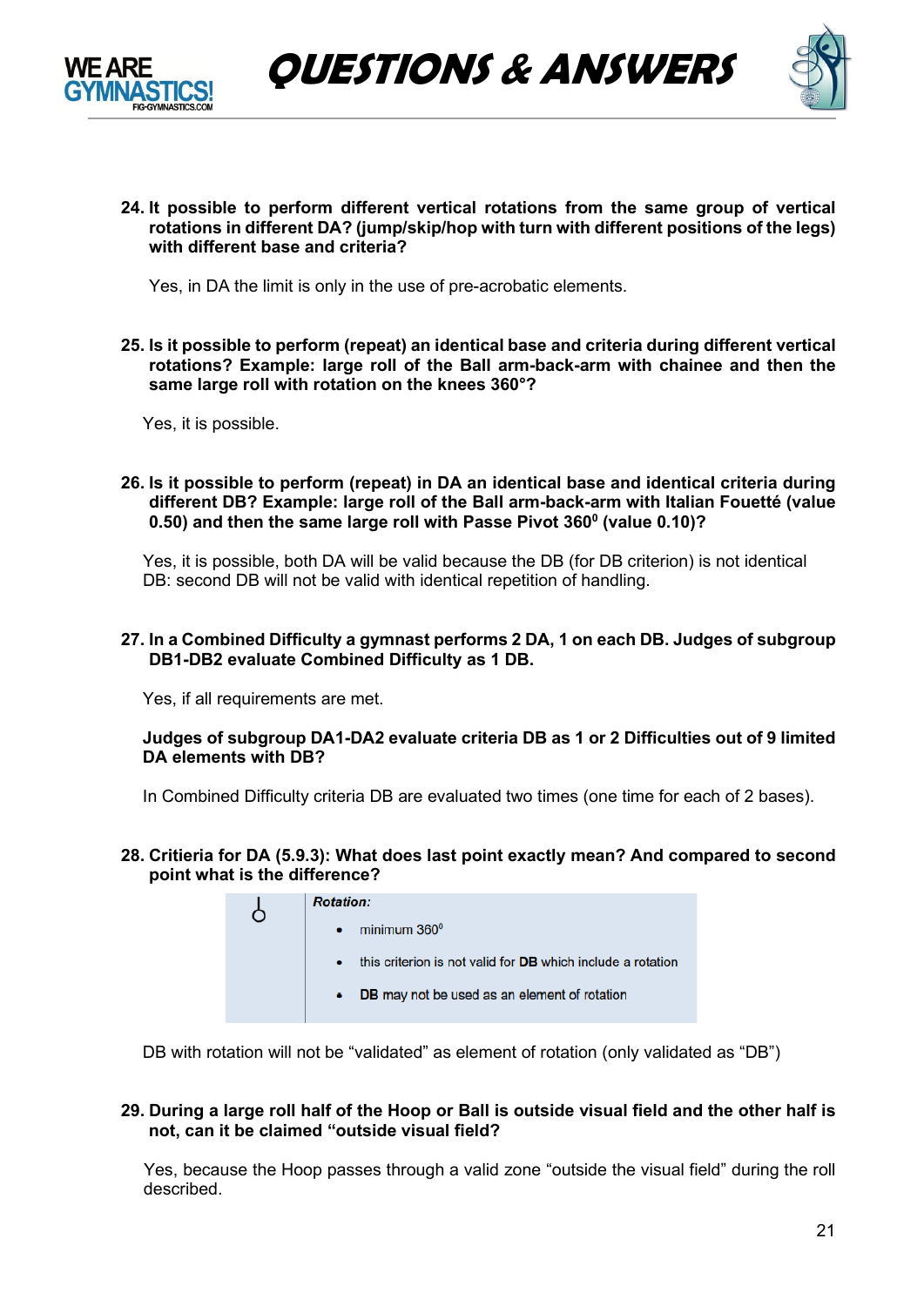**24. It possible to perform different vertical rotations from the same group of vertical rotations in different DA? (jump/skip/hop with turn with different positions of the legs) with different base and criteria?**

Yes, in DA the limit is only in the use of pre-acrobatic elements.

**25. Is it possible to perform (repeat) an identical base and criteria during different vertical rotations? Example: large roll of the Ball arm-back-arm with chainee and then the same large roll with rotation on the knees 360°?**

Yes, it is possible.

**26. Is it possible to perform (repeat) in DA an identical base and identical criteria during different DB? Example: large roll of the Ball arm-back-arm with Italian Fouetté (value 0.50) and then the same large roll with Passe Pivot 360⁰ (value 0.10)?**

Yes, it is possible, both DA will be valid because the DB (for DB criterion) is not identical DB: second DB will not be valid with identical repetition of handling.

**27. In a Combined Difficulty a gymnast performs 2 DA, 1 on each DB. Judges of subgroup DB1-DB2 evaluate Combined Difficulty as 1 DB.**

Yes, if all requirements are met.

**Judges of subgroup DA1-DA2 evaluate criteria DB as 1 or 2 Difficulties out of 9 limited DA elements with DB?**

In Combined Difficulty criteria DB are evaluated two times (one time for each of 2 bases).

**28. Critieria for DA (5.9.3): What does last point exactly mean? And compared to second point what is the difference?**

| | ***Rotation:*** |
|---|---|
| ⫯ | • minimum 360⁰<br>• this criterion is not valid for **DB** which include a rotation<br>• **DB** may not be used as an element of rotation |

DB with rotation will not be "validated" as element of rotation (only validated as "DB")

**29. During a large roll half of the Hoop or Ball is outside visual field and the other half is not, can it be claimed "outside visual field?**

Yes, because the Hoop passes through a valid zone "outside the visual field" during the roll described.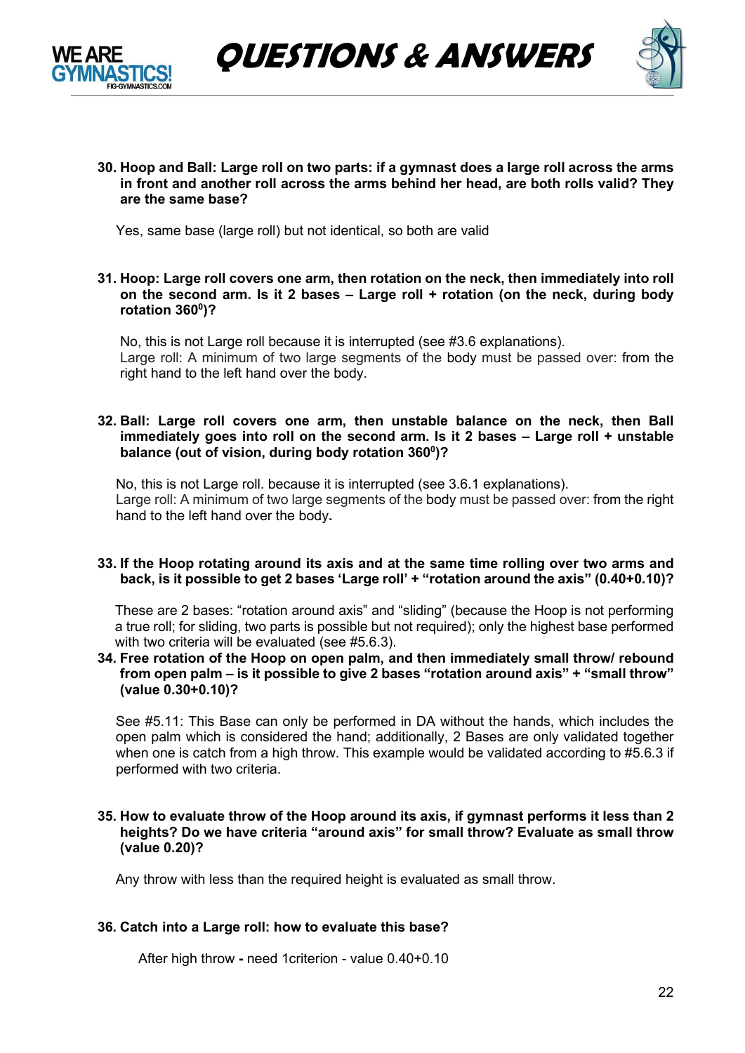**30. Hoop and Ball: Large roll on two parts: if a gymnast does a large roll across the arms in front and another roll across the arms behind her head, are both rolls valid? They are the same base?**

Yes, same base (large roll) but not identical, so both are valid

**31. Hoop: Large roll covers one arm, then rotation on the neck, then immediately into roll on the second arm. Is it 2 bases – Large roll + rotation (on the neck, during body rotation $360^0$)?**

No, this is not Large roll because it is interrupted (see #3.6 explanations).
Large roll: A minimum of two large segments of the body must be passed over: from the right hand to the left hand over the body.

**32. Ball: Large roll covers one arm, then unstable balance on the neck, then Ball immediately goes into roll on the second arm. Is it 2 bases – Large roll + unstable balance (out of vision, during body rotation $360^0$)?**

No, this is not Large roll. because it is interrupted (see 3.6.1 explanations).
Large roll: A minimum of two large segments of the body must be passed over: from the right hand to the left hand over the body.

**33. If the Hoop rotating around its axis and at the same time rolling over two arms and back, is it possible to get 2 bases 'Large roll' + "rotation around the axis" (0.40+0.10)?**

These are 2 bases: "rotation around axis" and "sliding" (because the Hoop is not performing a true roll; for sliding, two parts is possible but not required); only the highest base performed with two criteria will be evaluated (see #5.6.3).

**34. Free rotation of the Hoop on open palm, and then immediately small throw/ rebound from open palm – is it possible to give 2 bases "rotation around axis" + "small throw" (value 0.30+0.10)?**

See #5.11: This Base can only be performed in DA without the hands, which includes the open palm which is considered the hand; additionally, 2 Bases are only validated together when one is catch from a high throw. This example would be validated according to #5.6.3 if performed with two criteria.

**35. How to evaluate throw of the Hoop around its axis, if gymnast performs it less than 2 heights? Do we have criteria "around axis" for small throw? Evaluate as small throw (value 0.20)?**

Any throw with less than the required height is evaluated as small throw.

**36. Catch into a Large roll: how to evaluate this base?**

After high throw **-** need 1criterion - value 0.40+0.10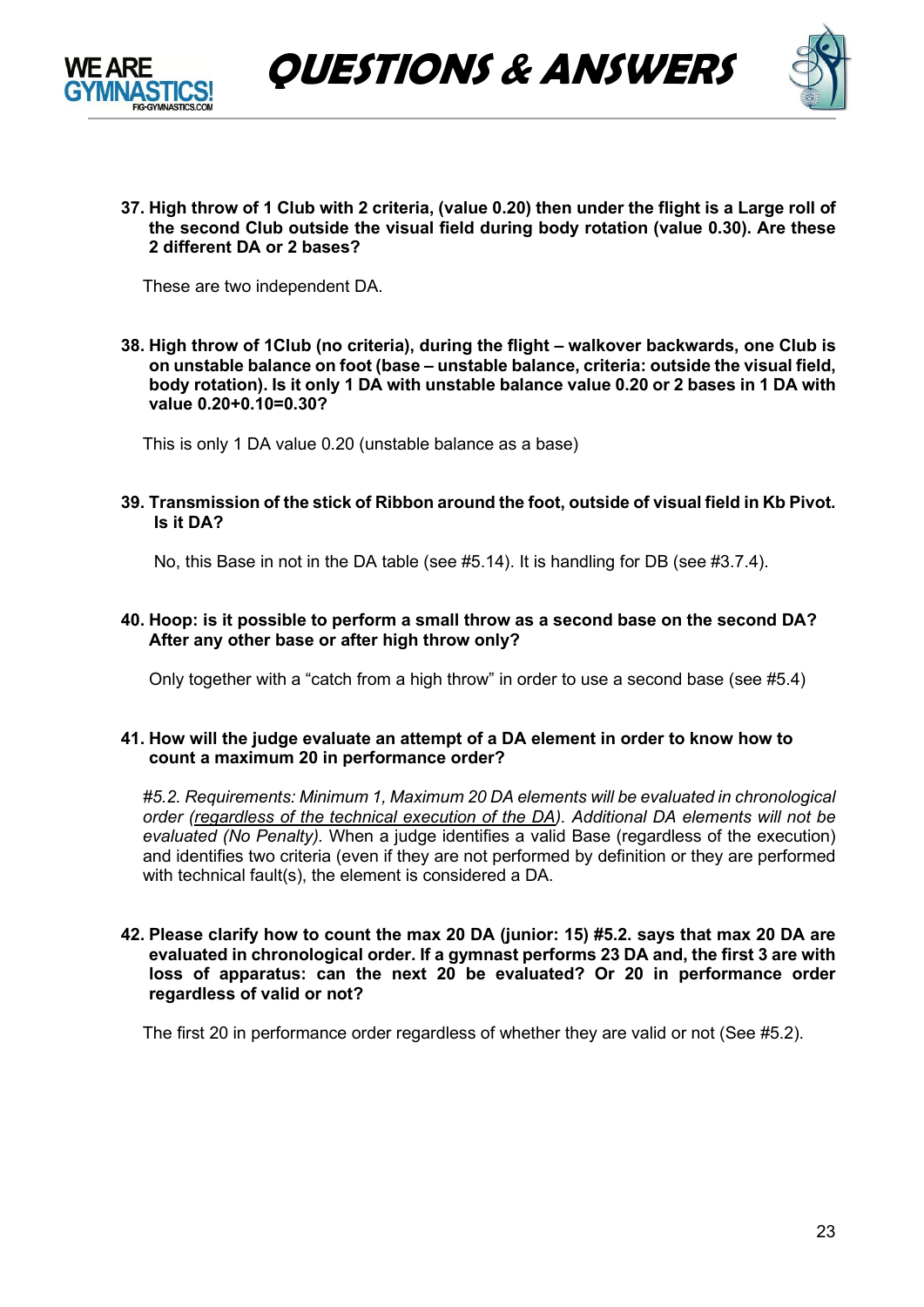**37. High throw of 1 Club with 2 criteria, (value 0.20) then under the flight is a Large roll of the second Club outside the visual field during body rotation (value 0.30). Are these 2 different DA or 2 bases?**

These are two independent DA.

**38. High throw of 1Club (no criteria), during the flight – walkover backwards, one Club is on unstable balance on foot (base – unstable balance, criteria: outside the visual field, body rotation). Is it only 1 DA with unstable balance value 0.20 or 2 bases in 1 DA with value 0.20+0.10=0.30?**

This is only 1 DA value 0.20 (unstable balance as a base)

**39. Transmission of the stick of Ribbon around the foot, outside of visual field in Kb Pivot. Is it DA?**

No, this Base in not in the DA table (see #5.14). It is handling for DB (see #3.7.4).

**40. Hoop: is it possible to perform a small throw as a second base on the second DA? After any other base or after high throw only?**

Only together with a "catch from a high throw" in order to use a second base (see #5.4)

**41. How will the judge evaluate an attempt of a DA element in order to know how to count a maximum 20 in performance order?**

*#5.2. Requirements: Minimum 1, Maximum 20 DA elements will be evaluated in chronological order (<u>regardless of the technical execution of the DA</u>). Additional DA elements will not be evaluated (No Penalty).* When a judge identifies a valid Base (regardless of the execution) and identifies two criteria (even if they are not performed by definition or they are performed with technical fault(s), the element is considered a DA.

**42. Please clarify how to count the max 20 DA (junior: 15) #5.2. says that max 20 DA are evaluated in chronological order. If a gymnast performs 23 DA and, the first 3 are with loss of apparatus: can the next 20 be evaluated? Or 20 in performance order regardless of valid or not?**

The first 20 in performance order regardless of whether they are valid or not (See #5.2).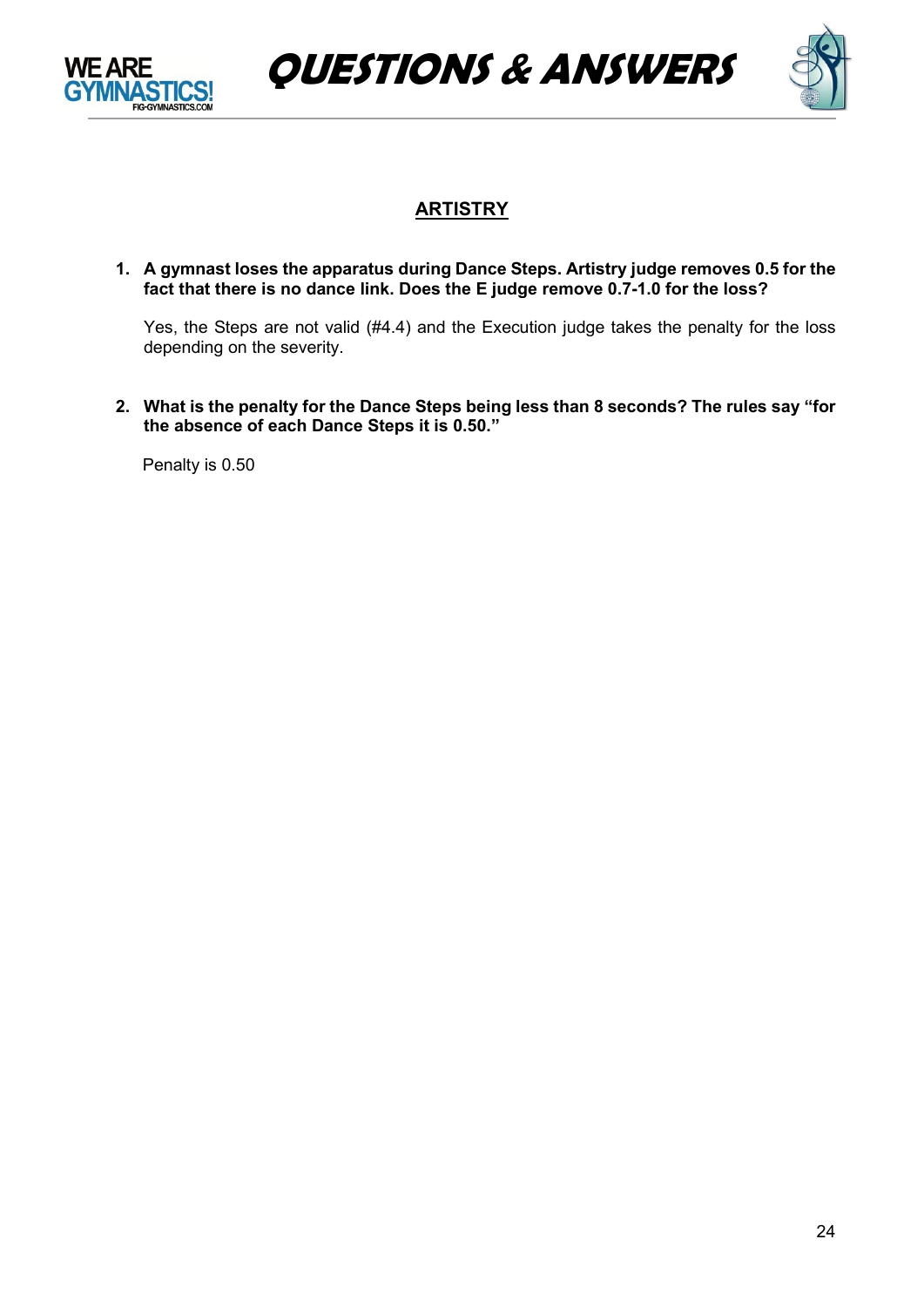## ARTISTRY

1. **A gymnast loses the apparatus during Dance Steps. Artistry judge removes 0.5 for the fact that there is no dance link. Does the E judge remove 0.7-1.0 for the loss?**

   Yes, the Steps are not valid (#4.4) and the Execution judge takes the penalty for the loss depending on the severity.

2. **What is the penalty for the Dance Steps being less than 8 seconds? The rules say "for the absence of each Dance Steps it is 0.50."**

   Penalty is 0.50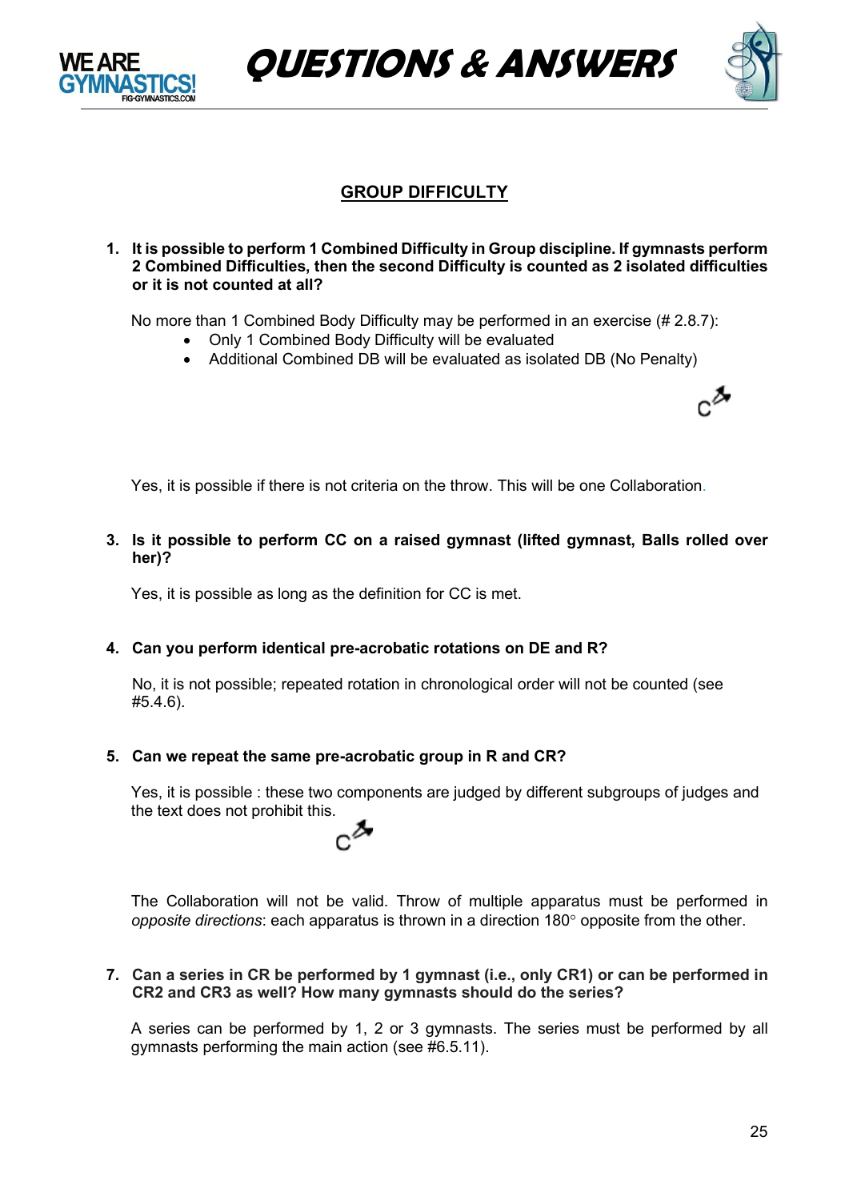## GROUP DIFFICULTY

1. **It is possible to perform 1 Combined Difficulty in Group discipline. If gymnasts perform 2 Combined Difficulties, then the second Difficulty is counted as 2 isolated difficulties or it is not counted at all?**

   No more than 1 Combined Body Difficulty may be performed in an exercise (# 2.8.7):
   - Only 1 Combined Body Difficulty will be evaluated
   - Additional Combined DB will be evaluated as isolated DB (No Penalty)

   Yes, it is possible if there is not criteria on the throw. This will be one Collaboration.

3. **Is it possible to perform CC on a raised gymnast (lifted gymnast, Balls rolled over her)?**

   Yes, it is possible as long as the definition for CC is met.

4. **Can you perform identical pre-acrobatic rotations on DE and R?**

   No, it is not possible; repeated rotation in chronological order will not be counted (see #5.4.6).

5. **Can we repeat the same pre-acrobatic group in R and CR?**

   Yes, it is possible : these two components are judged by different subgroups of judges and the text does not prohibit this.

   The Collaboration will not be valid. Throw of multiple apparatus must be performed in *opposite directions*: each apparatus is thrown in a direction 180° opposite from the other.

7. **Can a series in CR be performed by 1 gymnast (i.e., only CR1) or can be performed in CR2 and CR3 as well? How many gymnasts should do the series?**

   A series can be performed by 1, 2 or 3 gymnasts. The series must be performed by all gymnasts performing the main action (see #6.5.11).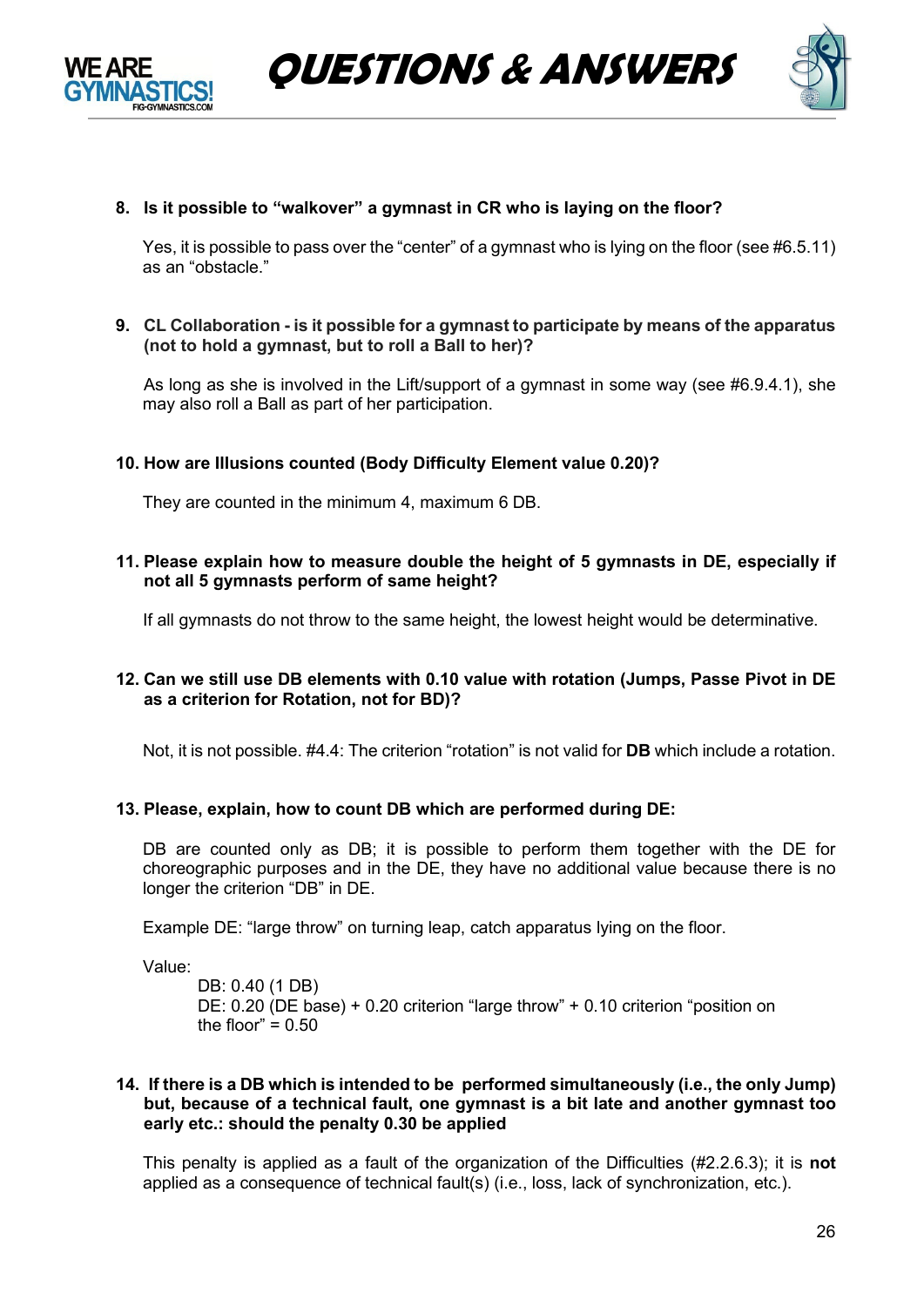**8. Is it possible to "walkover" a gymnast in CR who is laying on the floor?**

Yes, it is possible to pass over the "center" of a gymnast who is lying on the floor (see #6.5.11) as an "obstacle."

**9. CL Collaboration - is it possible for a gymnast to participate by means of the apparatus (not to hold a gymnast, but to roll a Ball to her)?**

As long as she is involved in the Lift/support of a gymnast in some way (see #6.9.4.1), she may also roll a Ball as part of her participation.

**10. How are Illusions counted (Body Difficulty Element value 0.20)?**

They are counted in the minimum 4, maximum 6 DB.

**11. Please explain how to measure double the height of 5 gymnasts in DE, especially if not all 5 gymnasts perform of same height?**

If all gymnasts do not throw to the same height, the lowest height would be determinative.

**12. Can we still use DB elements with 0.10 value with rotation (Jumps, Passe Pivot in DE as a criterion for Rotation, not for BD)?**

Not, it is not possible. #4.4: The criterion "rotation" is not valid for **DB** which include a rotation.

**13. Please, explain, how to count DB which are performed during DE:**

DB are counted only as DB; it is possible to perform them together with the DE for choreographic purposes and in the DE, they have no additional value because there is no longer the criterion "DB" in DE.

Example DE: "large throw" on turning leap, catch apparatus lying on the floor.

Value:

DB: 0.40 (1 DB)
DE: 0.20 (DE base) + 0.20 criterion "large throw" + 0.10 criterion "position on the floor" = 0.50

**14. If there is a DB which is intended to be performed simultaneously (i.e., the only Jump) but, because of a technical fault, one gymnast is a bit late and another gymnast too early etc.: should the penalty 0.30 be applied**

This penalty is applied as a fault of the organization of the Difficulties (#2.2.6.3); it is **not** applied as a consequence of technical fault(s) (i.e., loss, lack of synchronization, etc.).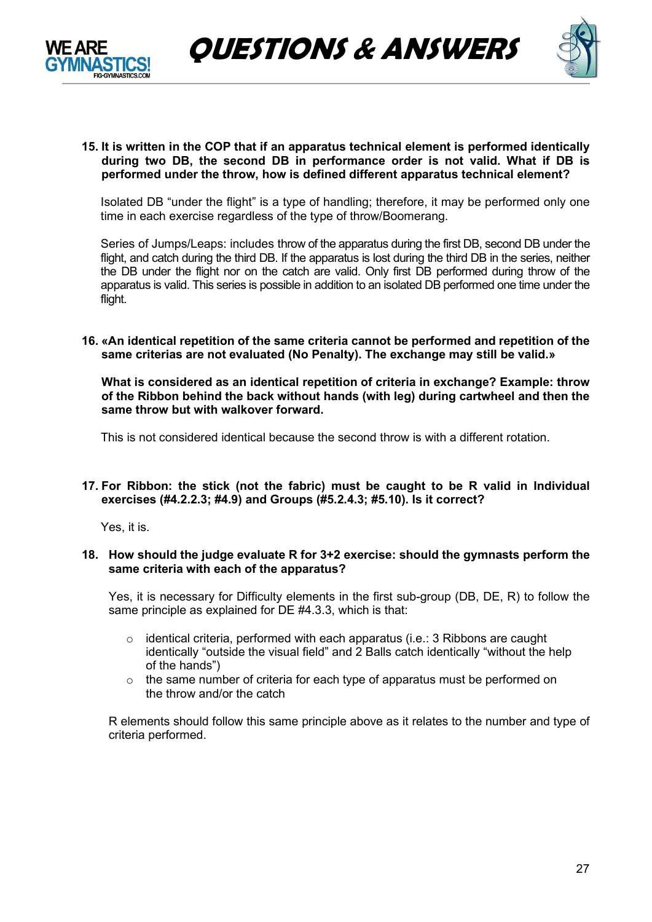**15. It is written in the COP that if an apparatus technical element is performed identically during two DB, the second DB in performance order is not valid. What if DB is performed under the throw, how is defined different apparatus technical element?**

Isolated DB "under the flight" is a type of handling; therefore, it may be performed only one time in each exercise regardless of the type of throw/Boomerang.

Series of Jumps/Leaps: includes throw of the apparatus during the first DB, second DB under the flight, and catch during the third DB. If the apparatus is lost during the third DB in the series, neither the DB under the flight nor on the catch are valid. Only first DB performed during throw of the apparatus is valid. This series is possible in addition to an isolated DB performed one time under the flight.

**16. «An identical repetition of the same criteria cannot be performed and repetition of the same criterias are not evaluated (No Penalty). The exchange may still be valid.»**

**What is considered as an identical repetition of criteria in exchange? Example: throw of the Ribbon behind the back without hands (with leg) during cartwheel and then the same throw but with walkover forward.**

This is not considered identical because the second throw is with a different rotation.

**17. For Ribbon: the stick (not the fabric) must be caught to be R valid in Individual exercises (#4.2.2.3; #4.9) and Groups (#5.2.4.3; #5.10). Is it correct?**

Yes, it is.

**18. How should the judge evaluate R for 3+2 exercise: should the gymnasts perform the same criteria with each of the apparatus?**

Yes, it is necessary for Difficulty elements in the first sub-group (DB, DE, R) to follow the same principle as explained for DE #4.3.3, which is that:

- identical criteria, performed with each apparatus (i.e.: 3 Ribbons are caught identically "outside the visual field" and 2 Balls catch identically "without the help of the hands")
- the same number of criteria for each type of apparatus must be performed on the throw and/or the catch

R elements should follow this same principle above as it relates to the number and type of criteria performed.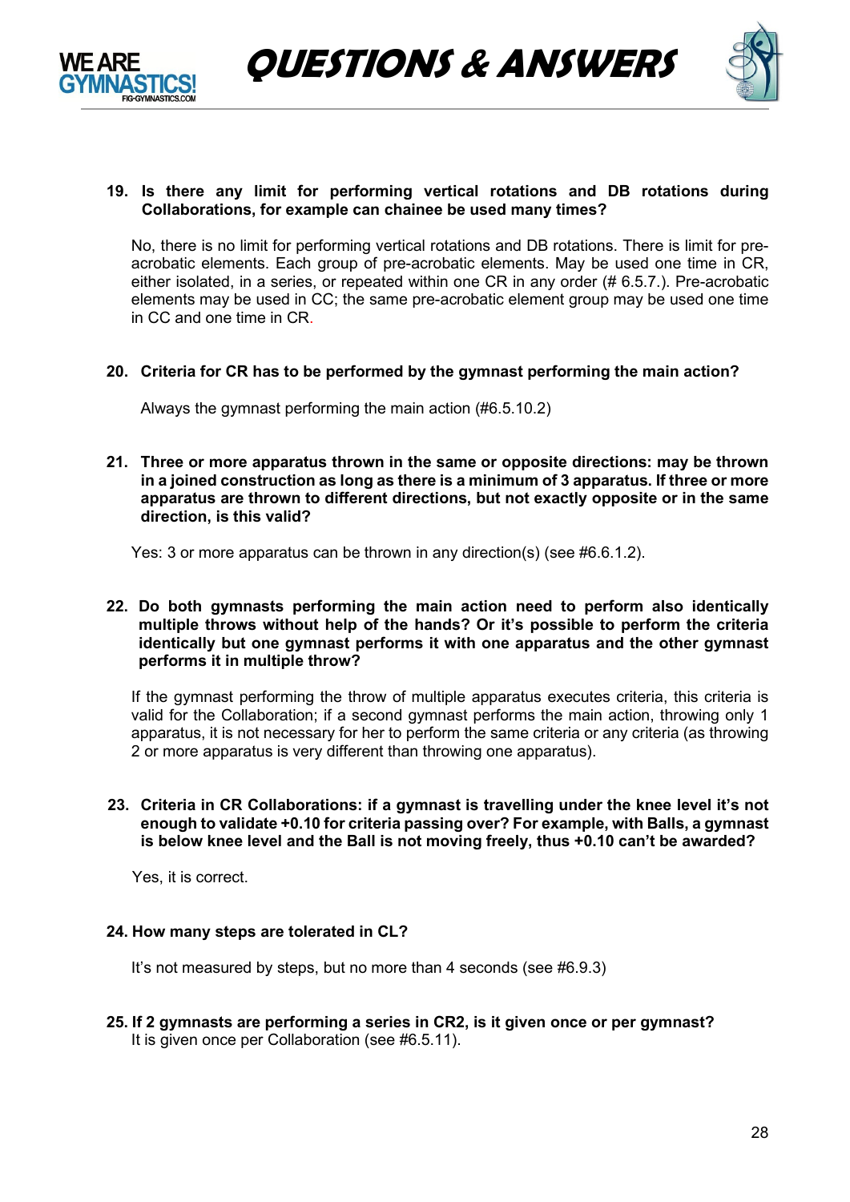**19. Is there any limit for performing vertical rotations and DB rotations during Collaborations, for example can chainee be used many times?**

No, there is no limit for performing vertical rotations and DB rotations. There is limit for pre-acrobatic elements. Each group of pre-acrobatic elements. May be used one time in CR, either isolated, in a series, or repeated within one CR in any order (# 6.5.7.). Pre-acrobatic elements may be used in CC; the same pre-acrobatic element group may be used one time in CC and one time in CR.

**20. Criteria for CR has to be performed by the gymnast performing the main action?**

Always the gymnast performing the main action (#6.5.10.2)

**21. Three or more apparatus thrown in the same or opposite directions: may be thrown in a joined construction as long as there is a minimum of 3 apparatus. If three or more apparatus are thrown to different directions, but not exactly opposite or in the same direction, is this valid?**

Yes: 3 or more apparatus can be thrown in any direction(s) (see #6.6.1.2).

**22. Do both gymnasts performing the main action need to perform also identically multiple throws without help of the hands? Or it's possible to perform the criteria identically but one gymnast performs it with one apparatus and the other gymnast performs it in multiple throw?**

If the gymnast performing the throw of multiple apparatus executes criteria, this criteria is valid for the Collaboration; if a second gymnast performs the main action, throwing only 1 apparatus, it is not necessary for her to perform the same criteria or any criteria (as throwing 2 or more apparatus is very different than throwing one apparatus).

**23. Criteria in CR Collaborations: if a gymnast is travelling under the knee level it's not enough to validate +0.10 for criteria passing over? For example, with Balls, a gymnast is below knee level and the Ball is not moving freely, thus +0.10 can't be awarded?**

Yes, it is correct.

**24. How many steps are tolerated in CL?**

It's not measured by steps, but no more than 4 seconds (see #6.9.3)

**25. If 2 gymnasts are performing a series in CR2, is it given once or per gymnast?**

It is given once per Collaboration (see #6.5.11).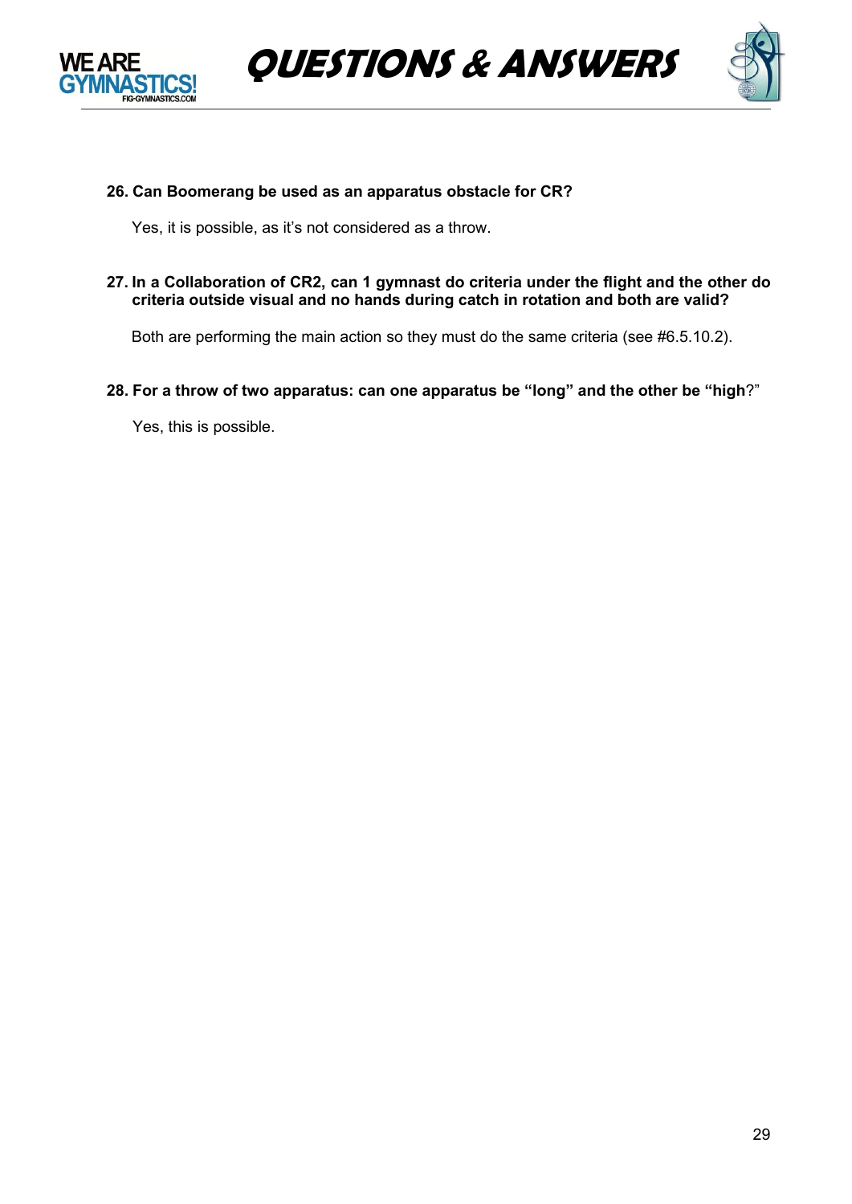**26. Can Boomerang be used as an apparatus obstacle for CR?**

Yes, it is possible, as it's not considered as a throw.

**27. In a Collaboration of CR2, can 1 gymnast do criteria under the flight and the other do criteria outside visual and no hands during catch in rotation and both are valid?**

Both are performing the main action so they must do the same criteria (see #6.5.10.2).

**28. For a throw of two apparatus: can one apparatus be "long" and the other be "high?"**

Yes, this is possible.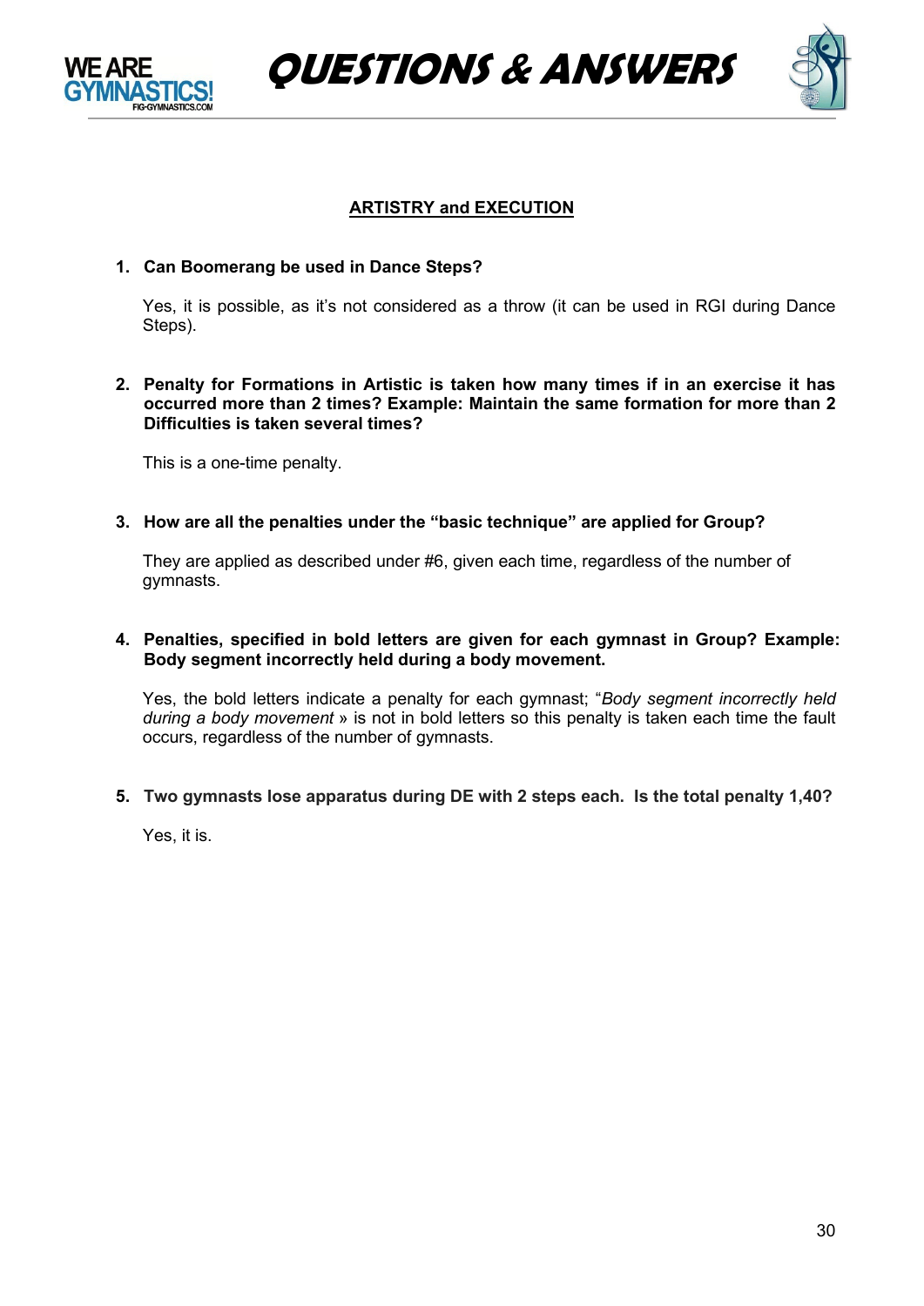## ARTISTRY and EXECUTION

1. **Can Boomerang be used in Dance Steps?**

   Yes, it is possible, as it's not considered as a throw (it can be used in RGI during Dance Steps).

2. **Penalty for Formations in Artistic is taken how many times if in an exercise it has occurred more than 2 times? Example: Maintain the same formation for more than 2 Difficulties is taken several times?**

   This is a one-time penalty.

3. **How are all the penalties under the "basic technique" are applied for Group?**

   They are applied as described under #6, given each time, regardless of the number of gymnasts.

4. **Penalties, specified in bold letters are given for each gymnast in Group? Example: Body segment incorrectly held during a body movement.**

   Yes, the bold letters indicate a penalty for each gymnast; "*Body segment incorrectly held during a body movement* » is not in bold letters so this penalty is taken each time the fault occurs, regardless of the number of gymnasts.

5. **Two gymnasts lose apparatus during DE with 2 steps each. Is the total penalty 1,40?**

   Yes, it is.